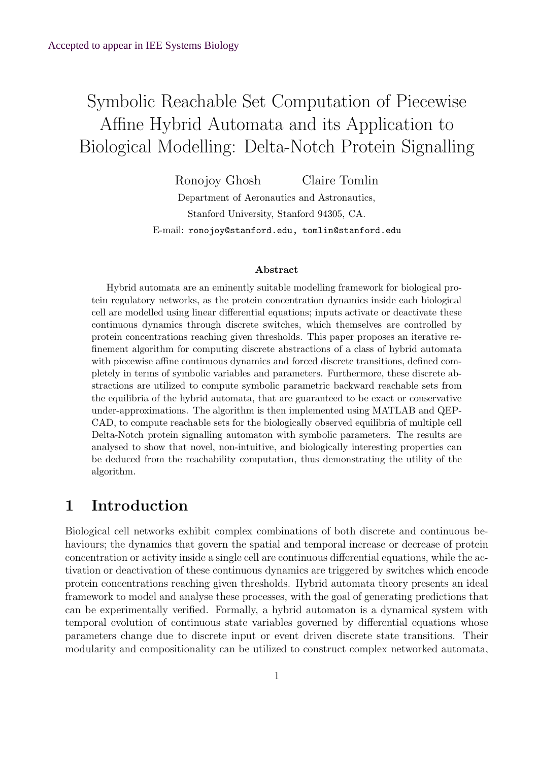Accepted to appear in IEE Systems Biology

# Symbolic Reachable Set Computation of Piecewise Affine Hybrid Automata and its Application to Biological Modelling: Delta-Notch Protein Signalling

Ronojoy Ghosh Claire Tomlin

Department of Aeronautics and Astronautics,
Stanford University, Stanford 94305, CA.
E-mail: ronojoy@stanford.edu, tomlin@stanford.edu

### Abstract

Hybrid automata are an eminently suitable modelling framework for biological protein regulatory networks, as the protein concentration dynamics inside each biological cell are modelled using linear differential equations; inputs activate or deactivate these continuous dynamics through discrete switches, which themselves are controlled by protein concentrations reaching given thresholds. This paper proposes an iterative refinement algorithm for computing discrete abstractions of a class of hybrid automata with piecewise affine continuous dynamics and forced discrete transitions, defined completely in terms of symbolic variables and parameters. Furthermore, these discrete abstractions are utilized to compute symbolic parametric backward reachable sets from the equilibria of the hybrid automata, that are guaranteed to be exact or conservative under-approximations. The algorithm is then implemented using MATLAB and QEPCAD, to compute reachable sets for the biologically observed equilibria of multiple cell Delta-Notch protein signalling automaton with symbolic parameters. The results are analysed to show that novel, non-intuitive, and biologically interesting properties can be deduced from the reachability computation, thus demonstrating the utility of the algorithm.

## 1 Introduction

Biological cell networks exhibit complex combinations of both discrete and continuous behaviours; the dynamics that govern the spatial and temporal increase or decrease of protein concentration or activity inside a single cell are continuous differential equations, while the activation or deactivation of these continuous dynamics are triggered by switches which encode protein concentrations reaching given thresholds. Hybrid automata theory presents an ideal framework to model and analyse these processes, with the goal of generating predictions that can be experimentally verified. Formally, a hybrid automaton is a dynamical system with temporal evolution of continuous state variables governed by differential equations whose parameters change due to discrete input or event driven discrete state transitions. Their modularity and compositionality can be utilized to construct complex networked automata,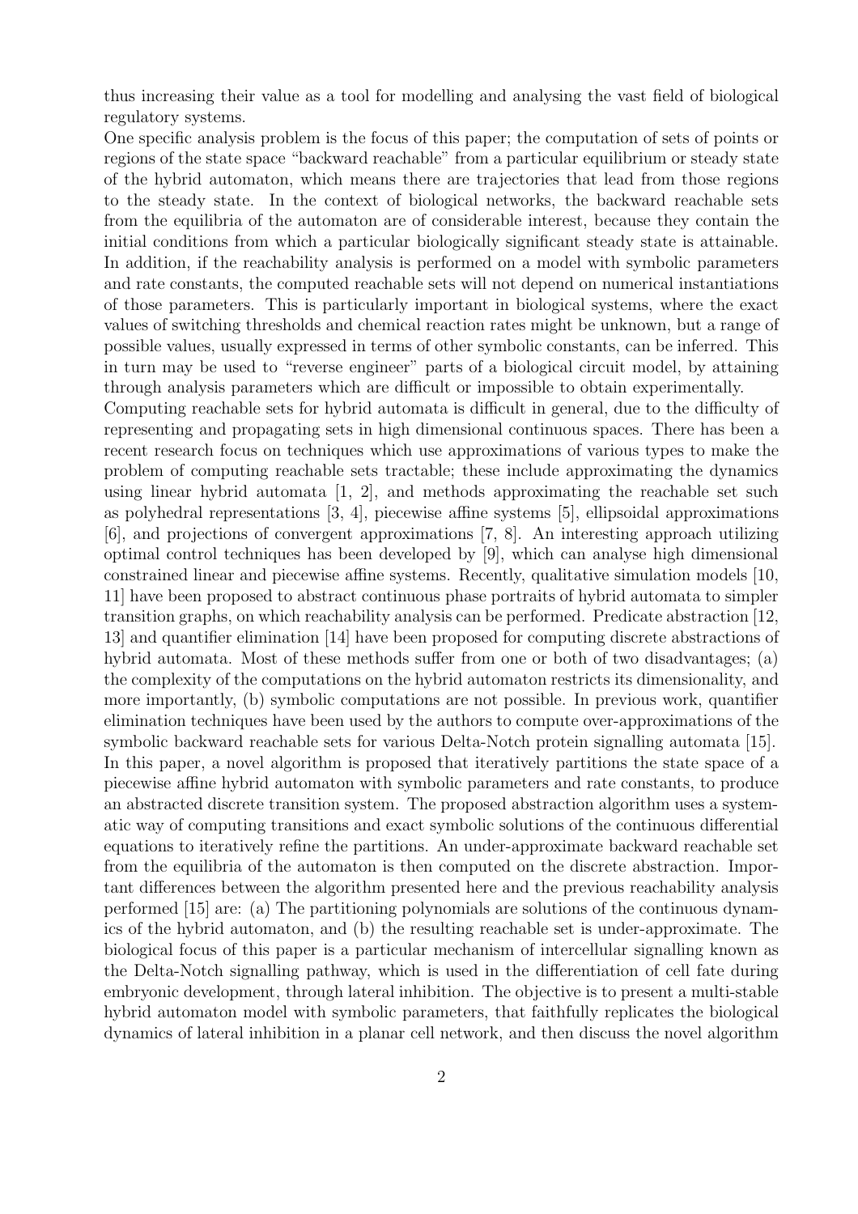thus increasing their value as a tool for modelling and analysing the vast field of biological regulatory systems.

One specific analysis problem is the focus of this paper; the computation of sets of points or regions of the state space "backward reachable" from a particular equilibrium or steady state of the hybrid automaton, which means there are trajectories that lead from those regions to the steady state. In the context of biological networks, the backward reachable sets from the equilibria of the automaton are of considerable interest, because they contain the initial conditions from which a particular biologically significant steady state is attainable. In addition, if the reachability analysis is performed on a model with symbolic parameters and rate constants, the computed reachable sets will not depend on numerical instantiations of those parameters. This is particularly important in biological systems, where the exact values of switching thresholds and chemical reaction rates might be unknown, but a range of possible values, usually expressed in terms of other symbolic constants, can be inferred. This in turn may be used to "reverse engineer" parts of a biological circuit model, by attaining through analysis parameters which are difficult or impossible to obtain experimentally.

Computing reachable sets for hybrid automata is difficult in general, due to the difficulty of representing and propagating sets in high dimensional continuous spaces. There has been a recent research focus on techniques which use approximations of various types to make the problem of computing reachable sets tractable; these include approximating the dynamics using linear hybrid automata [1, 2], and methods approximating the reachable set such as polyhedral representations [3, 4], piecewise affine systems [5], ellipsoidal approximations [6], and projections of convergent approximations [7, 8]. An interesting approach utilizing optimal control techniques has been developed by [9], which can analyse high dimensional constrained linear and piecewise affine systems. Recently, qualitative simulation models [10, 11] have been proposed to abstract continuous phase portraits of hybrid automata to simpler transition graphs, on which reachability analysis can be performed. Predicate abstraction [12, 13] and quantifier elimination [14] have been proposed for computing discrete abstractions of hybrid automata. Most of these methods suffer from one or both of two disadvantages; (a) the complexity of the computations on the hybrid automaton restricts its dimensionality, and more importantly, (b) symbolic computations are not possible. In previous work, quantifier elimination techniques have been used by the authors to compute over-approximations of the symbolic backward reachable sets for various Delta-Notch protein signalling automata [15].

In this paper, a novel algorithm is proposed that iteratively partitions the state space of a piecewise affine hybrid automaton with symbolic parameters and rate constants, to produce an abstracted discrete transition system. The proposed abstraction algorithm uses a systematic way of computing transitions and exact symbolic solutions of the continuous differential equations to iteratively refine the partitions. An under-approximate backward reachable set from the equilibria of the automaton is then computed on the discrete abstraction. Important differences between the algorithm presented here and the previous reachability analysis performed [15] are: (a) The partitioning polynomials are solutions of the continuous dynamics of the hybrid automaton, and (b) the resulting reachable set is under-approximate. The biological focus of this paper is a particular mechanism of intercellular signalling known as the Delta-Notch signalling pathway, which is used in the differentiation of cell fate during embryonic development, through lateral inhibition. The objective is to present a multi-stable hybrid automaton model with symbolic parameters, that faithfully replicates the biological dynamics of lateral inhibition in a planar cell network, and then discuss the novel algorithm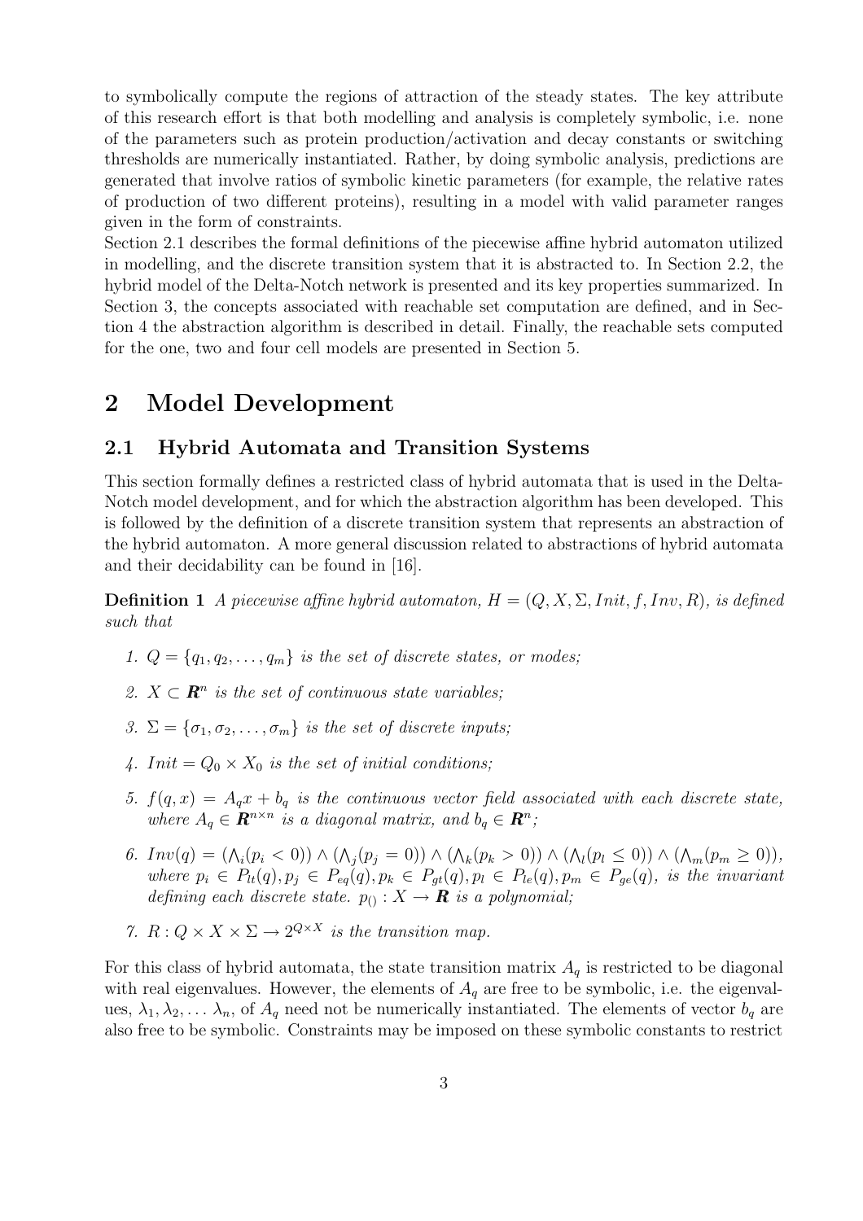to symbolically compute the regions of attraction of the steady states. The key attribute of this research effort is that both modelling and analysis is completely symbolic, i.e. none of the parameters such as protein production/activation and decay constants or switching thresholds are numerically instantiated. Rather, by doing symbolic analysis, predictions are generated that involve ratios of symbolic kinetic parameters (for example, the relative rates of production of two different proteins), resulting in a model with valid parameter ranges given in the form of constraints.

Section 2.1 describes the formal definitions of the piecewise affine hybrid automaton utilized in modelling, and the discrete transition system that it is abstracted to. In Section 2.2, the hybrid model of the Delta-Notch network is presented and its key properties summarized. In Section 3, the concepts associated with reachable set computation are defined, and in Section 4 the abstraction algorithm is described in detail. Finally, the reachable sets computed for the one, two and four cell models are presented in Section 5.

# 2 Model Development

## 2.1 Hybrid Automata and Transition Systems

This section formally defines a restricted class of hybrid automata that is used in the Delta-Notch model development, and for which the abstraction algorithm has been developed. This is followed by the definition of a discrete transition system that represents an abstraction of the hybrid automaton. A more general discussion related to abstractions of hybrid automata and their decidability can be found in [16].

**Definition 1** *A piecewise affine hybrid automaton, $H = (Q, X, \Sigma, Init, f, Inv, R)$, is defined such that*

1. *$Q = \{q_1, q_2, \ldots, q_m\}$ is the set of discrete states, or modes;*
2. *$X \subset \boldsymbol{R}^n$ is the set of continuous state variables;*
3. *$\Sigma = \{\sigma_1, \sigma_2, \ldots, \sigma_m\}$ is the set of discrete inputs;*
4. *$Init = Q_0 \times X_0$ is the set of initial conditions;*
5. *$f(q, x) = A_q x + b_q$ is the continuous vector field associated with each discrete state, where $A_q \in \boldsymbol{R}^{n \times n}$ is a diagonal matrix, and $b_q \in \boldsymbol{R}^n$;*
6. *$Inv(q) = (\bigwedge_i (p_i < 0)) \wedge (\bigwedge_j (p_j = 0)) \wedge (\bigwedge_k (p_k > 0)) \wedge (\bigwedge_l (p_l \leq 0)) \wedge (\bigwedge_m (p_m \geq 0))$, where $p_i \in P_{lt}(q), p_j \in P_{eq}(q), p_k \in P_{gt}(q), p_l \in P_{le}(q), p_m \in P_{ge}(q)$, is the invariant defining each discrete state. $p_{()} : X \rightarrow \boldsymbol{R}$ is a polynomial;*
7. *$R : Q \times X \times \Sigma \rightarrow 2^{Q \times X}$ is the transition map.*

For this class of hybrid automata, the state transition matrix $A_q$ is restricted to be diagonal with real eigenvalues. However, the elements of $A_q$ are free to be symbolic, i.e. the eigenvalues, $\lambda_1, \lambda_2, \ldots \lambda_n$, of $A_q$ need not be numerically instantiated. The elements of vector $b_q$ are also free to be symbolic. Constraints may be imposed on these symbolic constants to restrict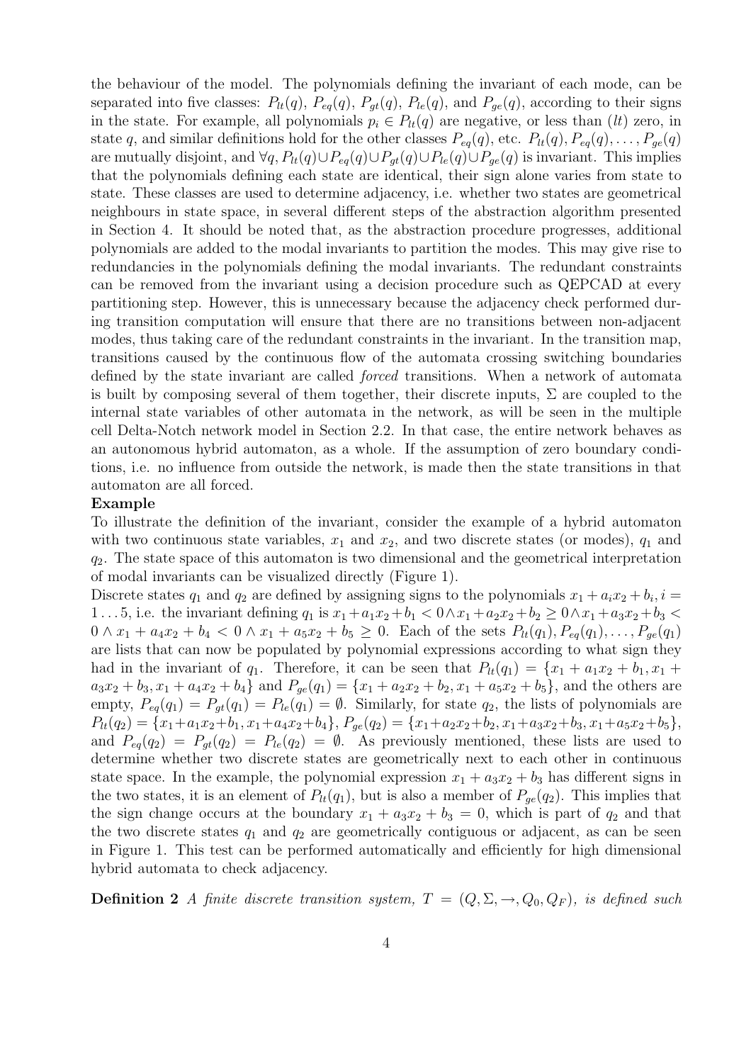the behaviour of the model. The polynomials defining the invariant of each mode, can be separated into five classes: $P_{lt}(q)$, $P_{eq}(q)$, $P_{gt}(q)$, $P_{le}(q)$, and $P_{ge}(q)$, according to their signs in the state. For example, all polynomials $p_i \in P_{lt}(q)$ are negative, or less than ($lt$) zero, in state $q$, and similar definitions hold for the other classes $P_{eq}(q)$, etc. $P_{lt}(q), P_{eq}(q), \ldots, P_{ge}(q)$ are mutually disjoint, and $\forall q, P_{lt}(q) \cup P_{eq}(q) \cup P_{gt}(q) \cup P_{le}(q) \cup P_{ge}(q)$ is invariant. This implies that the polynomials defining each state are identical, their sign alone varies from state to state. These classes are used to determine adjacency, i.e. whether two states are geometrical neighbours in state space, in several different steps of the abstraction algorithm presented in Section 4. It should be noted that, as the abstraction procedure progresses, additional polynomials are added to the modal invariants to partition the modes. This may give rise to redundancies in the polynomials defining the modal invariants. The redundant constraints can be removed from the invariant using a decision procedure such as QEPCAD at every partitioning step. However, this is unnecessary because the adjacency check performed during transition computation will ensure that there are no transitions between non-adjacent modes, thus taking care of the redundant constraints in the invariant. In the transition map, transitions caused by the continuous flow of the automata crossing switching boundaries defined by the state invariant are called *forced* transitions. When a network of automata is built by composing several of them together, their discrete inputs, $\Sigma$ are coupled to the internal state variables of other automata in the network, as will be seen in the multiple cell Delta-Notch network model in Section 2.2. In that case, the entire network behaves as an autonomous hybrid automaton, as a whole. If the assumption of zero boundary conditions, i.e. no influence from outside the network, is made then the state transitions in that automaton are all forced.

**Example**

To illustrate the definition of the invariant, consider the example of a hybrid automaton with two continuous state variables, $x_1$ and $x_2$, and two discrete states (or modes), $q_1$ and $q_2$. The state space of this automaton is two dimensional and the geometrical interpretation of modal invariants can be visualized directly (Figure 1).

Discrete states $q_1$ and $q_2$ are defined by assigning signs to the polynomials $x_1 + a_i x_2 + b_i, i = 1 \ldots 5$, i.e. the invariant defining $q_1$ is $x_1 + a_1 x_2 + b_1 < 0 \wedge x_1 + a_2 x_2 + b_2 \geq 0 \wedge x_1 + a_3 x_2 + b_3 < 0 \wedge x_1 + a_4 x_2 + b_4 < 0 \wedge x_1 + a_5 x_2 + b_5 \geq 0$. Each of the sets $P_{lt}(q_1), P_{eq}(q_1), \ldots, P_{ge}(q_1)$ are lists that can now be populated by polynomial expressions according to what sign they had in the invariant of $q_1$. Therefore, it can be seen that $P_{lt}(q_1) = \{x_1 + a_1 x_2 + b_1, x_1 + a_3 x_2 + b_3, x_1 + a_4 x_2 + b_4\}$ and $P_{ge}(q_1) = \{x_1 + a_2 x_2 + b_2, x_1 + a_5 x_2 + b_5\}$, and the others are empty, $P_{eq}(q_1) = P_{gt}(q_1) = P_{le}(q_1) = \emptyset$. Similarly, for state $q_2$, the lists of polynomials are $P_{lt}(q_2) = \{x_1 + a_1 x_2 + b_1, x_1 + a_4 x_2 + b_4\}$, $P_{ge}(q_2) = \{x_1 + a_2 x_2 + b_2, x_1 + a_3 x_2 + b_3, x_1 + a_5 x_2 + b_5\}$, and $P_{eq}(q_2) = P_{gt}(q_2) = P_{le}(q_2) = \emptyset$. As previously mentioned, these lists are used to determine whether two discrete states are geometrically next to each other in continuous state space. In the example, the polynomial expression $x_1 + a_3 x_2 + b_3$ has different signs in the two states, it is an element of $P_{lt}(q_1)$, but is also a member of $P_{ge}(q_2)$. This implies that the sign change occurs at the boundary $x_1 + a_3 x_2 + b_3 = 0$, which is part of $q_2$ and that the two discrete states $q_1$ and $q_2$ are geometrically contiguous or adjacent, as can be seen in Figure 1. This test can be performed automatically and efficiently for high dimensional hybrid automata to check adjacency.

**Definition 2** *A finite discrete transition system, $T = (Q, \Sigma, \rightarrow, Q_0, Q_F)$, is defined such*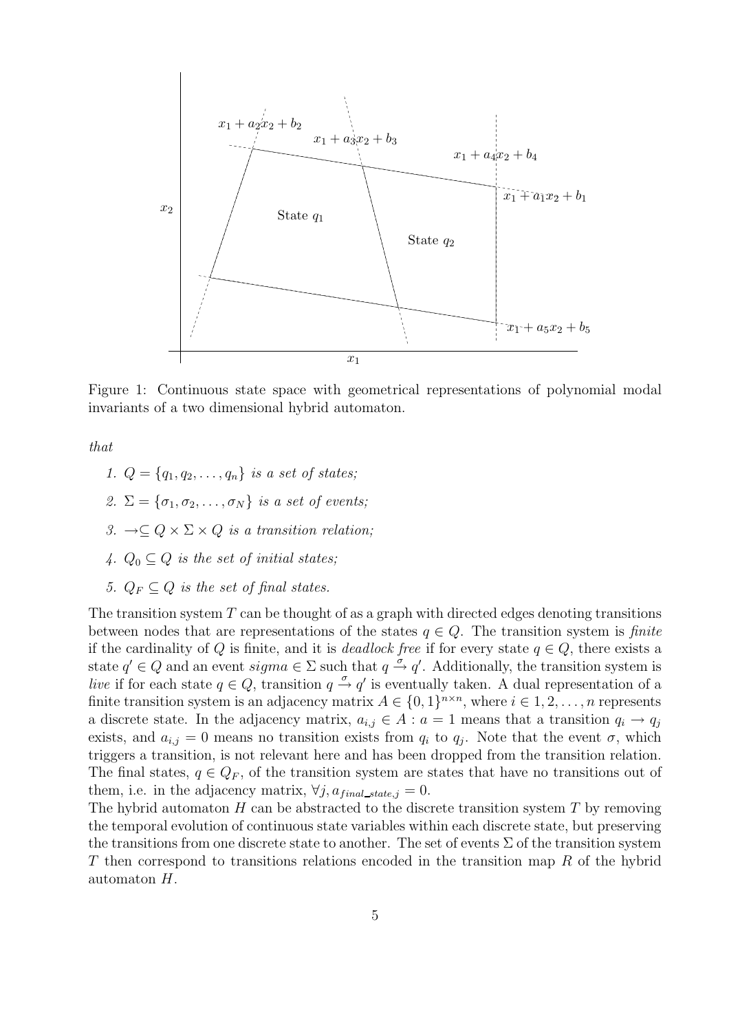$x_1 + a_2x_2 + b_2$

$x_1 + a_3x_2 + b_3$

$x_1 + a_4x_2 + b_4$

$x_1 + a_1x_2 + b_1$

$x_2$

State $q_1$

State $q_2$

$x_1 + a_5x_2 + b_5$

$x_1$

Figure 1: Continuous state space with geometrical representations of polynomial modal invariants of a two dimensional hybrid automaton.

*that*

1. $Q = \{q_1, q_2, \ldots, q_n\}$ *is a set of states;*
2. $\Sigma = \{\sigma_1, \sigma_2, \ldots, \sigma_N\}$ *is a set of events;*
3. $\rightarrow \subseteq Q \times \Sigma \times Q$ *is a transition relation;*
4. $Q_0 \subseteq Q$ *is the set of initial states;*
5. $Q_F \subseteq Q$ *is the set of final states.*

The transition system $T$ can be thought of as a graph with directed edges denoting transitions between nodes that are representations of the states $q \in Q$. The transition system is *finite* if the cardinality of $Q$ is finite, and it is *deadlock free* if for every state $q \in Q$, there exists a state $q' \in Q$ and an event $sigma \in \Sigma$ such that $q \xrightarrow{\sigma} q'$. Additionally, the transition system is *live* if for each state $q \in Q$, transition $q \xrightarrow{\sigma} q'$ is eventually taken. A dual representation of a finite transition system is an adjacency matrix $A \in \{0, 1\}^{n \times n}$, where $i \in 1, 2, \ldots, n$ represents a discrete state. In the adjacency matrix, $a_{i,j} \in A : a = 1$ means that a transition $q_i \rightarrow q_j$ exists, and $a_{i,j} = 0$ means no transition exists from $q_i$ to $q_j$. Note that the event $\sigma$, which triggers a transition, is not relevant here and has been dropped from the transition relation. The final states, $q \in Q_F$, of the transition system are states that have no transitions out of them, i.e. in the adjacency matrix, $\forall j, a_{final\_state,j} = 0$.

The hybrid automaton $H$ can be abstracted to the discrete transition system $T$ by removing the temporal evolution of continuous state variables within each discrete state, but preserving the transitions from one discrete state to another. The set of events $\Sigma$ of the transition system $T$ then correspond to transitions relations encoded in the transition map $R$ of the hybrid automaton $H$.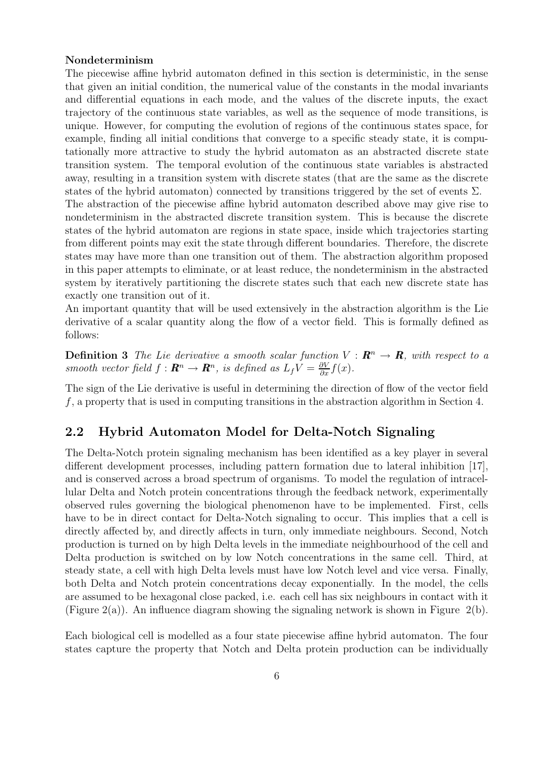**Nondeterminism**

The piecewise affine hybrid automaton defined in this section is deterministic, in the sense that given an initial condition, the numerical value of the constants in the modal invariants and differential equations in each mode, and the values of the discrete inputs, the exact trajectory of the continuous state variables, as well as the sequence of mode transitions, is unique. However, for computing the evolution of regions of the continuous states space, for example, finding all initial conditions that converge to a specific steady state, it is computationally more attractive to study the hybrid automaton as an abstracted discrete state transition system. The temporal evolution of the continuous state variables is abstracted away, resulting in a transition system with discrete states (that are the same as the discrete states of the hybrid automaton) connected by transitions triggered by the set of events $\Sigma$.

The abstraction of the piecewise affine hybrid automaton described above may give rise to nondeterminism in the abstracted discrete transition system. This is because the discrete states of the hybrid automaton are regions in state space, inside which trajectories starting from different points may exit the state through different boundaries. Therefore, the discrete states may have more than one transition out of them. The abstraction algorithm proposed in this paper attempts to eliminate, or at least reduce, the nondeterminism in the abstracted system by iteratively partitioning the discrete states such that each new discrete state has exactly one transition out of it.

An important quantity that will be used extensively in the abstraction algorithm is the Lie derivative of a scalar quantity along the flow of a vector field. This is formally defined as follows:

**Definition 3** *The Lie derivative a smooth scalar function $V : \boldsymbol{R}^n \to \boldsymbol{R}$, with respect to a smooth vector field $f : \boldsymbol{R}^n \to \boldsymbol{R}^n$, is defined as $L_f V = \frac{\partial V}{\partial x} f(x)$.*

The sign of the Lie derivative is useful in determining the direction of flow of the vector field $f$, a property that is used in computing transitions in the abstraction algorithm in Section 4.

## 2.2 Hybrid Automaton Model for Delta-Notch Signaling

The Delta-Notch protein signaling mechanism has been identified as a key player in several different development processes, including pattern formation due to lateral inhibition [17], and is conserved across a broad spectrum of organisms. To model the regulation of intracellular Delta and Notch protein concentrations through the feedback network, experimentally observed rules governing the biological phenomenon have to be implemented. First, cells have to be in direct contact for Delta-Notch signaling to occur. This implies that a cell is directly affected by, and directly affects in turn, only immediate neighbours. Second, Notch production is turned on by high Delta levels in the immediate neighbourhood of the cell and Delta production is switched on by low Notch concentrations in the same cell. Third, at steady state, a cell with high Delta levels must have low Notch level and vice versa. Finally, both Delta and Notch protein concentrations decay exponentially. In the model, the cells are assumed to be hexagonal close packed, i.e. each cell has six neighbours in contact with it (Figure 2(a)). An influence diagram showing the signaling network is shown in Figure 2(b).

Each biological cell is modelled as a four state piecewise affine hybrid automaton. The four states capture the property that Notch and Delta protein production can be individually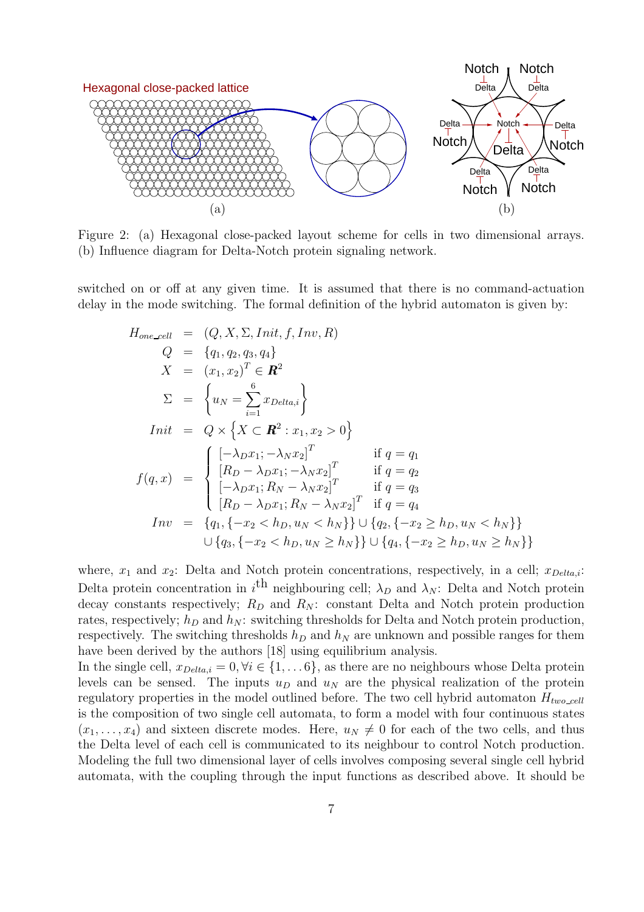Hexagonal close-packed lattice

(a)

Notch
Delta
Notch
Delta
Delta
Notch
Notch
Delta
Delta
Notch
Delta
Notch
Delta
Notch

(b)

Figure 2: (a) Hexagonal close-packed layout scheme for cells in two dimensional arrays. (b) Influence diagram for Delta-Notch protein signaling network.

switched on or off at any given time. It is assumed that there is no command-actuation delay in the mode switching. The formal definition of the hybrid automaton is given by:

$$
\begin{aligned}
H_{one\_cell} &= (Q, X, \Sigma, Init, f, Inv, R) \\
Q &= \{q_1, q_2, q_3, q_4\} \\
X &= (x_1, x_2)^T \in \boldsymbol{R}^2 \\
\Sigma &= \left\{ u_N = \sum_{i=1}^{6} x_{Delta,i} \right\} \\
Init &= Q \times \left\{ X \subset \boldsymbol{R}^2 : x_1, x_2 > 0 \right\} \\
f(q, x) &= \begin{cases} [-\lambda_D x_1; -\lambda_N x_2]^T & \text{if } q = q_1 \\ [R_D - \lambda_D x_1; -\lambda_N x_2]^T & \text{if } q = q_2 \\ [-\lambda_D x_1; R_N - \lambda_N x_2]^T & \text{if } q = q_3 \\ [R_D - \lambda_D x_1; R_N - \lambda_N x_2]^T & \text{if } q = q_4 \end{cases} \\
Inv &= \{q_1, \{-x_2 < h_D, u_N < h_N\}\} \cup \{q_2, \{-x_2 \geq h_D, u_N < h_N\}\} \\
&\quad \cup \{q_3, \{-x_2 < h_D, u_N \geq h_N\}\} \cup \{q_4, \{-x_2 \geq h_D, u_N \geq h_N\}\}
\end{aligned}
$$

where, $x_1$ and $x_2$: Delta and Notch protein concentrations, respectively, in a cell; $x_{Delta,i}$: Delta protein concentration in $i^{\text{th}}$ neighbouring cell; $\lambda_D$ and $\lambda_N$: Delta and Notch protein decay constants respectively; $R_D$ and $R_N$: constant Delta and Notch protein production rates, respectively; $h_D$ and $h_N$: switching thresholds for Delta and Notch protein production, respectively. The switching thresholds $h_D$ and $h_N$ are unknown and possible ranges for them have been derived by the authors [18] using equilibrium analysis.

In the single cell, $x_{Delta,i} = 0, \forall i \in \{1, \ldots 6\}$, as there are no neighbours whose Delta protein levels can be sensed. The inputs $u_D$ and $u_N$ are the physical realization of the protein regulatory properties in the model outlined before. The two cell hybrid automaton $H_{two\_cell}$ is the composition of two single cell automata, to form a model with four continuous states $(x_1, \ldots, x_4)$ and sixteen discrete modes. Here, $u_N \neq 0$ for each of the two cells, and thus the Delta level of each cell is communicated to its neighbour to control Notch production. Modeling the full two dimensional layer of cells involves composing several single cell hybrid automata, with the coupling through the input functions as described above. It should be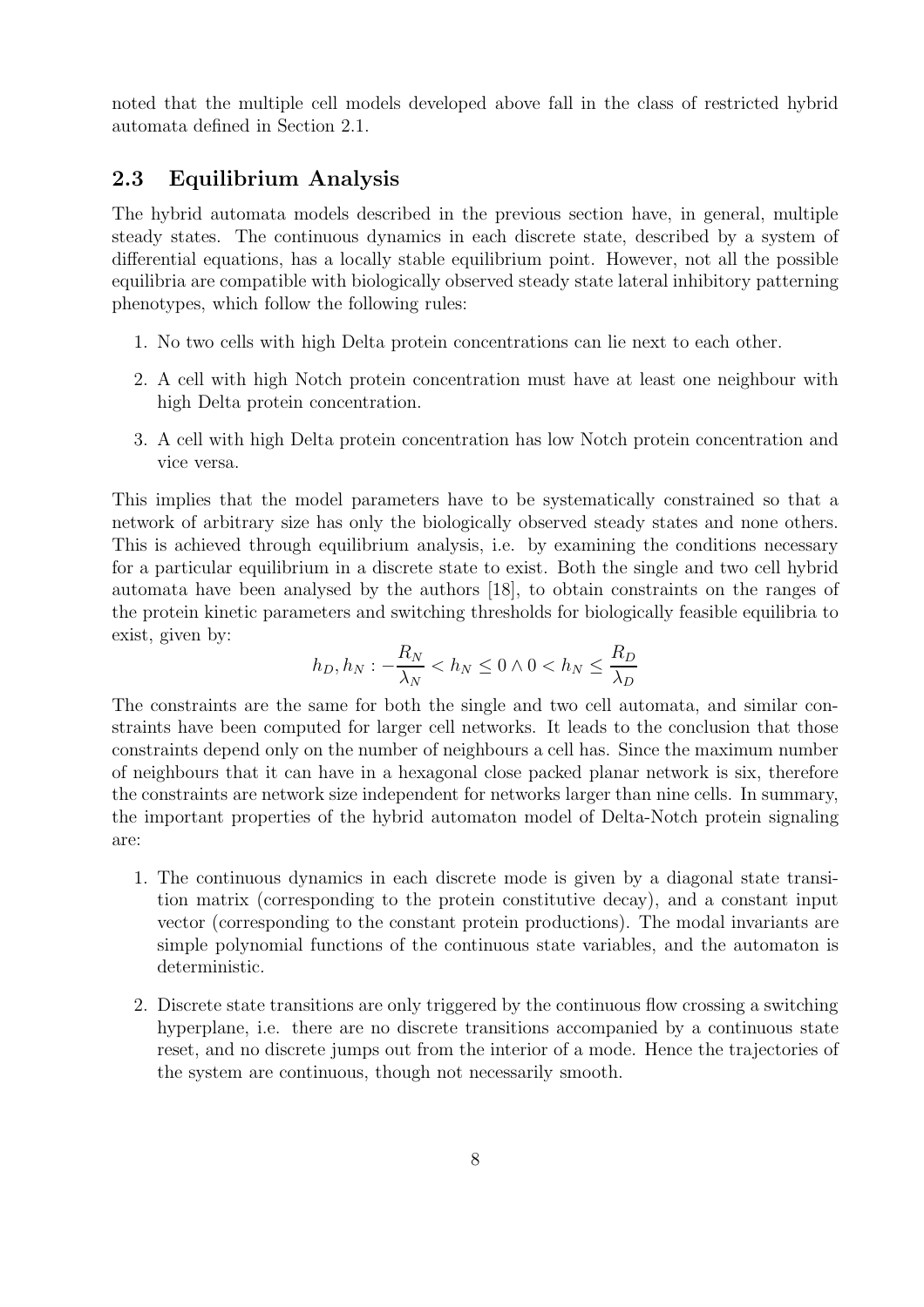noted that the multiple cell models developed above fall in the class of restricted hybrid automata defined in Section 2.1.

## 2.3 Equilibrium Analysis

The hybrid automata models described in the previous section have, in general, multiple steady states. The continuous dynamics in each discrete state, described by a system of differential equations, has a locally stable equilibrium point. However, not all the possible equilibria are compatible with biologically observed steady state lateral inhibitory patterning phenotypes, which follow the following rules:

1. No two cells with high Delta protein concentrations can lie next to each other.
2. A cell with high Notch protein concentration must have at least one neighbour with high Delta protein concentration.
3. A cell with high Delta protein concentration has low Notch protein concentration and vice versa.

This implies that the model parameters have to be systematically constrained so that a network of arbitrary size has only the biologically observed steady states and none others. This is achieved through equilibrium analysis, i.e. by examining the conditions necessary for a particular equilibrium in a discrete state to exist. Both the single and two cell hybrid automata have been analysed by the authors [18], to obtain constraints on the ranges of the protein kinetic parameters and switching thresholds for biologically feasible equilibria to exist, given by:

$$h_D, h_N : -\frac{R_N}{\lambda_N} < h_N \leq 0 \wedge 0 < h_N \leq \frac{R_D}{\lambda_D}$$

The constraints are the same for both the single and two cell automata, and similar constraints have been computed for larger cell networks. It leads to the conclusion that those constraints depend only on the number of neighbours a cell has. Since the maximum number of neighbours that it can have in a hexagonal close packed planar network is six, therefore the constraints are network size independent for networks larger than nine cells. In summary, the important properties of the hybrid automaton model of Delta-Notch protein signaling are:

1. The continuous dynamics in each discrete mode is given by a diagonal state transition matrix (corresponding to the protein constitutive decay), and a constant input vector (corresponding to the constant protein productions). The modal invariants are simple polynomial functions of the continuous state variables, and the automaton is deterministic.
2. Discrete state transitions are only triggered by the continuous flow crossing a switching hyperplane, i.e. there are no discrete transitions accompanied by a continuous state reset, and no discrete jumps out from the interior of a mode. Hence the trajectories of the system are continuous, though not necessarily smooth.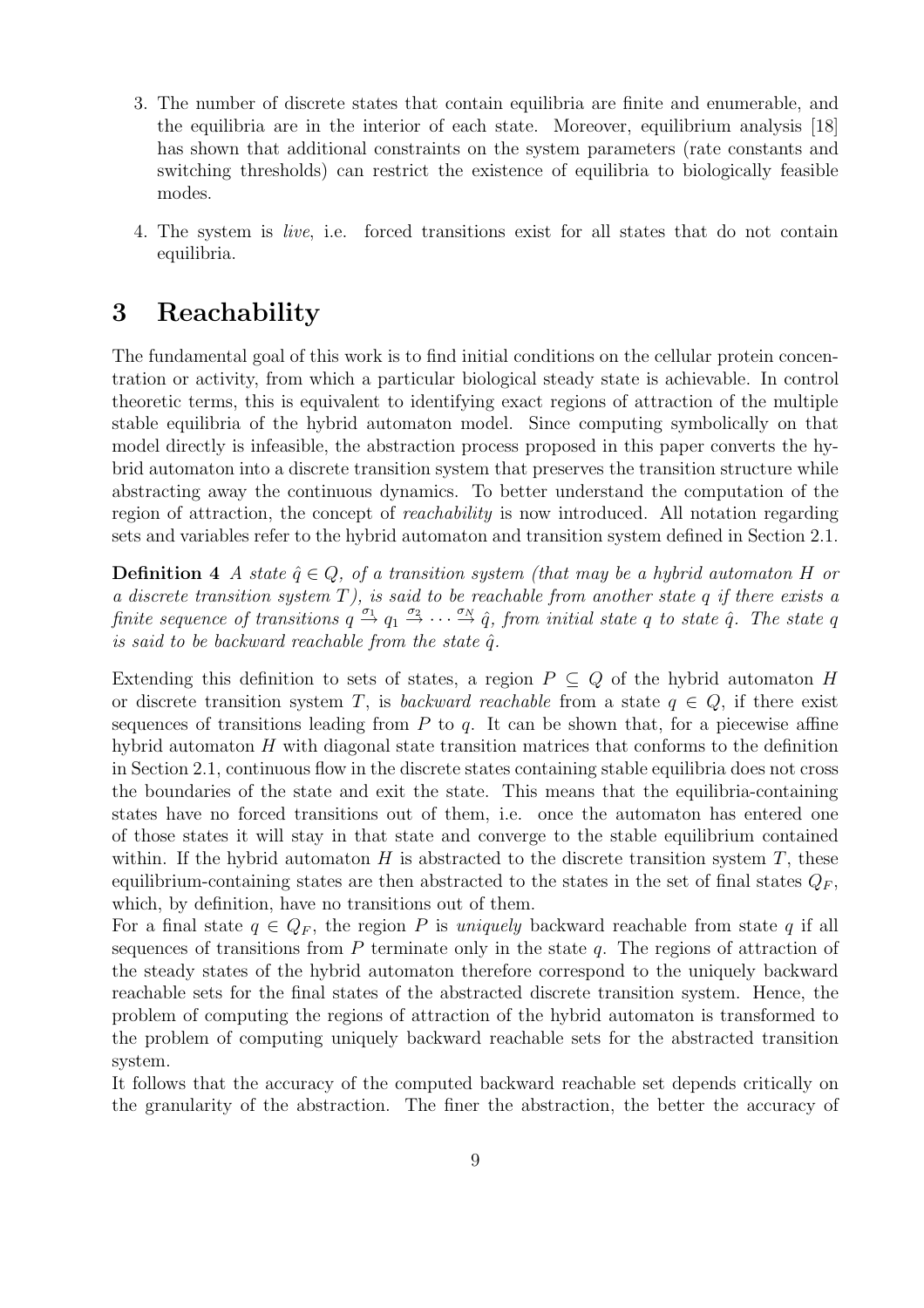3. The number of discrete states that contain equilibria are finite and enumerable, and the equilibria are in the interior of each state. Moreover, equilibrium analysis [18] has shown that additional constraints on the system parameters (rate constants and switching thresholds) can restrict the existence of equilibria to biologically feasible modes.

4. The system is *live*, i.e. forced transitions exist for all states that do not contain equilibria.

# 3 Reachability

The fundamental goal of this work is to find initial conditions on the cellular protein concentration or activity, from which a particular biological steady state is achievable. In control theoretic terms, this is equivalent to identifying exact regions of attraction of the multiple stable equilibria of the hybrid automaton model. Since computing symbolically on that model directly is infeasible, the abstraction process proposed in this paper converts the hybrid automaton into a discrete transition system that preserves the transition structure while abstracting away the continuous dynamics. To better understand the computation of the region of attraction, the concept of *reachability* is now introduced. All notation regarding sets and variables refer to the hybrid automaton and transition system defined in Section 2.1.

**Definition 4** *A state $\hat{q} \in Q$, of a transition system (that may be a hybrid automaton $H$ or a discrete transition system $T$), is said to be reachable from another state $q$ if there exists a finite sequence of transitions $q \xrightarrow{\sigma_1} q_1 \xrightarrow{\sigma_2} \cdots \xrightarrow{\sigma_N} \hat{q}$, from initial state $q$ to state $\hat{q}$. The state $q$ is said to be backward reachable from the state $\hat{q}$.*

Extending this definition to sets of states, a region $P \subseteq Q$ of the hybrid automaton $H$ or discrete transition system $T$, is *backward reachable* from a state $q \in Q$, if there exist sequences of transitions leading from $P$ to $q$. It can be shown that, for a piecewise affine hybrid automaton $H$ with diagonal state transition matrices that conforms to the definition in Section 2.1, continuous flow in the discrete states containing stable equilibria does not cross the boundaries of the state and exit the state. This means that the equilibria-containing states have no forced transitions out of them, i.e. once the automaton has entered one of those states it will stay in that state and converge to the stable equilibrium contained within. If the hybrid automaton $H$ is abstracted to the discrete transition system $T$, these equilibrium-containing states are then abstracted to the states in the set of final states $Q_F$, which, by definition, have no transitions out of them.

For a final state $q \in Q_F$, the region $P$ is *uniquely* backward reachable from state $q$ if all sequences of transitions from $P$ terminate only in the state $q$. The regions of attraction of the steady states of the hybrid automaton therefore correspond to the uniquely backward reachable sets for the final states of the abstracted discrete transition system. Hence, the problem of computing the regions of attraction of the hybrid automaton is transformed to the problem of computing uniquely backward reachable sets for the abstracted transition system.

It follows that the accuracy of the computed backward reachable set depends critically on the granularity of the abstraction. The finer the abstraction, the better the accuracy of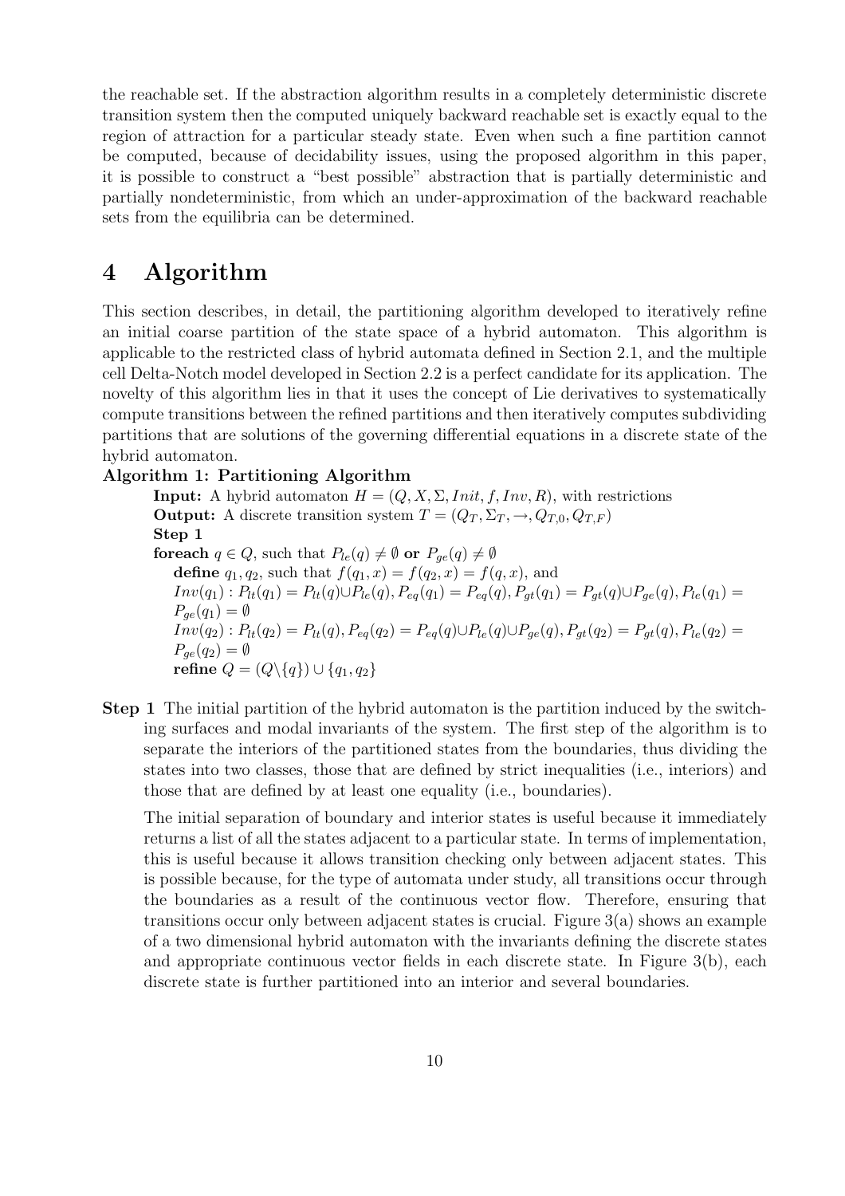the reachable set. If the abstraction algorithm results in a completely deterministic discrete transition system then the computed uniquely backward reachable set is exactly equal to the region of attraction for a particular steady state. Even when such a fine partition cannot be computed, because of decidability issues, using the proposed algorithm in this paper, it is possible to construct a "best possible" abstraction that is partially deterministic and partially nondeterministic, from which an under-approximation of the backward reachable sets from the equilibria can be determined.

# 4 Algorithm

This section describes, in detail, the partitioning algorithm developed to iteratively refine an initial coarse partition of the state space of a hybrid automaton. This algorithm is applicable to the restricted class of hybrid automata defined in Section 2.1, and the multiple cell Delta-Notch model developed in Section 2.2 is a perfect candidate for its application. The novelty of this algorithm lies in that it uses the concept of Lie derivatives to systematically compute transitions between the refined partitions and then iteratively computes subdividing partitions that are solutions of the governing differential equations in a discrete state of the hybrid automaton.

**Algorithm 1: Partitioning Algorithm**

**Input:** A hybrid automaton $H = (Q, X, \Sigma, Init, f, Inv, R)$, with restrictions
**Output:** A discrete transition system $T = (Q_T, \Sigma_T, \rightarrow, Q_{T,0}, Q_{T,F})$
**Step 1**
**foreach** $q \in Q$, such that $P_{le}(q) \neq \emptyset$ **or** $P_{ge}(q) \neq \emptyset$
  **define** $q_1, q_2$, such that $f(q_1, x) = f(q_2, x) = f(q, x)$, and
  $Inv(q_1) : P_{lt}(q_1) = P_{lt}(q) \cup P_{le}(q), P_{eq}(q_1) = P_{eq}(q), P_{gt}(q_1) = P_{gt}(q) \cup P_{ge}(q), P_{le}(q_1) = P_{ge}(q_1) = \emptyset$
  $Inv(q_2) : P_{lt}(q_2) = P_{lt}(q), P_{eq}(q_2) = P_{eq}(q) \cup P_{le}(q) \cup P_{ge}(q), P_{gt}(q_2) = P_{gt}(q), P_{le}(q_2) = P_{ge}(q_2) = \emptyset$
  **refine** $Q = (Q \backslash \{q\}) \cup \{q_1, q_2\}$

**Step 1** The initial partition of the hybrid automaton is the partition induced by the switching surfaces and modal invariants of the system. The first step of the algorithm is to separate the interiors of the partitioned states from the boundaries, thus dividing the states into two classes, those that are defined by strict inequalities (i.e., interiors) and those that are defined by at least one equality (i.e., boundaries).

The initial separation of boundary and interior states is useful because it immediately returns a list of all the states adjacent to a particular state. In terms of implementation, this is useful because it allows transition checking only between adjacent states. This is possible because, for the type of automata under study, all transitions occur through the boundaries as a result of the continuous vector flow. Therefore, ensuring that transitions occur only between adjacent states is crucial. Figure 3(a) shows an example of a two dimensional hybrid automaton with the invariants defining the discrete states and appropriate continuous vector fields in each discrete state. In Figure 3(b), each discrete state is further partitioned into an interior and several boundaries.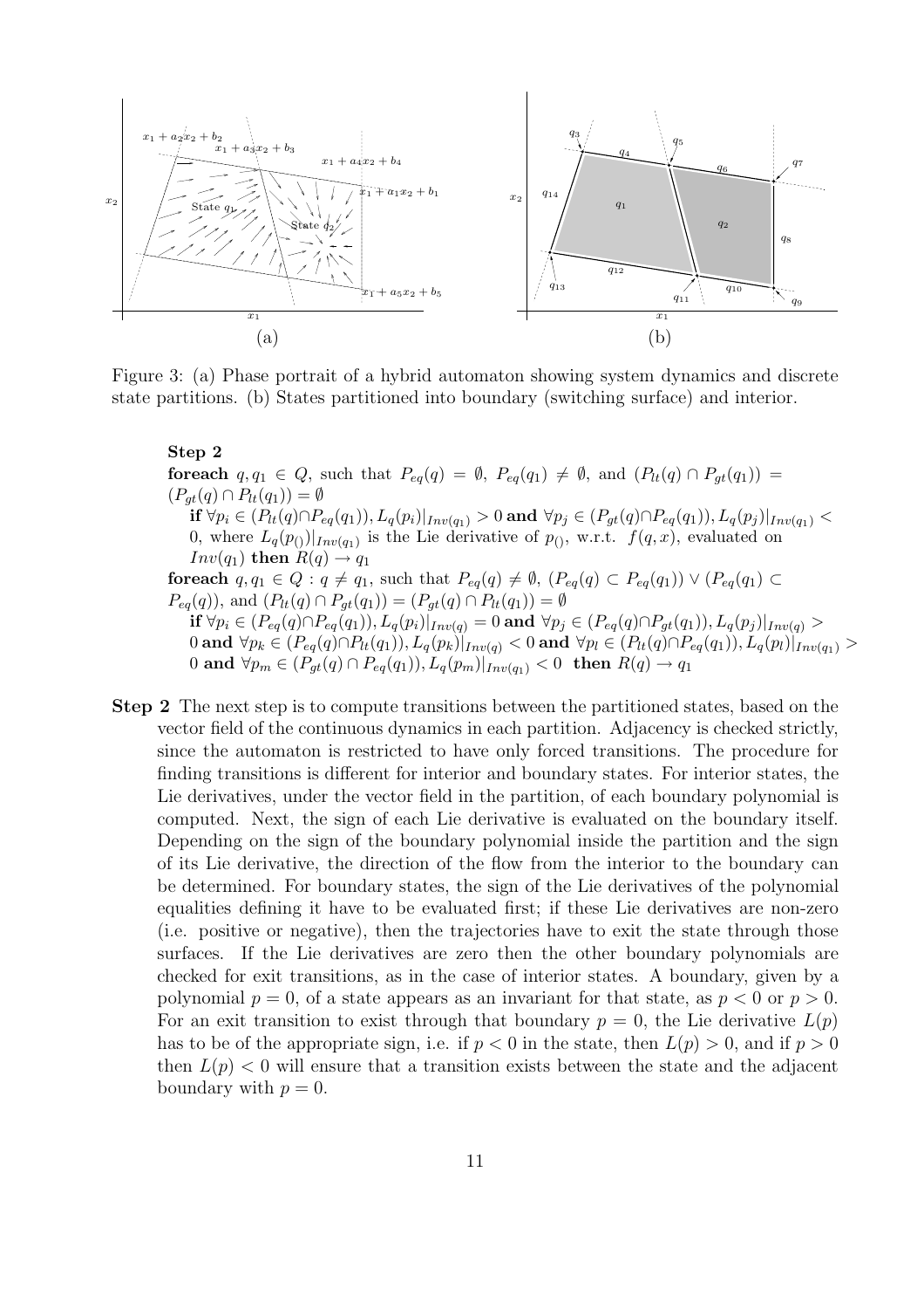Figure 3: (a) Phase portrait of a hybrid automaton showing system dynamics and discrete state partitions. (b) States partitioned into boundary (switching surface) and interior.

> **Step 2**
> **foreach** $q, q_1 \in Q$, such that $P_{eq}(q) = \emptyset$, $P_{eq}(q_1) \neq \emptyset$, and $(P_{lt}(q) \cap P_{gt}(q_1)) = (P_{gt}(q) \cap P_{lt}(q_1)) = \emptyset$
> &nbsp;&nbsp;&nbsp;&nbsp;**if** $\forall p_i \in (P_{lt}(q) \cap P_{eq}(q_1)), L_q(p_i)|_{Inv(q_1)} > 0$ **and** $\forall p_j \in (P_{gt}(q) \cap P_{eq}(q_1)), L_q(p_j)|_{Inv(q_1)} < 0$, where $L_q(p_{()})|_{Inv(q_1)}$ is the Lie derivative of $p_{()}$, w.r.t. $f(q, x)$, evaluated on $Inv(q_1)$ **then** $R(q) \to q_1$
> **foreach** $q, q_1 \in Q : q \neq q_1$, such that $P_{eq}(q) \neq \emptyset$, $(P_{eq}(q) \subset P_{eq}(q_1)) \vee (P_{eq}(q_1) \subset P_{eq}(q))$, and $(P_{lt}(q) \cap P_{gt}(q_1)) = (P_{gt}(q) \cap P_{lt}(q_1)) = \emptyset$
> &nbsp;&nbsp;&nbsp;&nbsp;**if** $\forall p_i \in (P_{eq}(q) \cap P_{eq}(q_1)), L_q(p_i)|_{Inv(q)} = 0$ **and** $\forall p_j \in (P_{eq}(q) \cap P_{gt}(q_1)), L_q(p_j)|_{Inv(q)} > 0$ **and** $\forall p_k \in (P_{eq}(q) \cap P_{lt}(q_1)), L_q(p_k)|_{Inv(q)} < 0$ **and** $\forall p_l \in (P_{lt}(q) \cap P_{eq}(q_1)), L_q(p_l)|_{Inv(q_1)} > 0$ **and** $\forall p_m \in (P_{gt}(q) \cap P_{eq}(q_1)), L_q(p_m)|_{Inv(q_1)} < 0$ **then** $R(q) \to q_1$

**Step 2** The next step is to compute transitions between the partitioned states, based on the vector field of the continuous dynamics in each partition. Adjacency is checked strictly, since the automaton is restricted to have only forced transitions. The procedure for finding transitions is different for interior and boundary states. For interior states, the Lie derivatives, under the vector field in the partition, of each boundary polynomial is computed. Next, the sign of each Lie derivative is evaluated on the boundary itself. Depending on the sign of the boundary polynomial inside the partition and the sign of its Lie derivative, the direction of the flow from the interior to the boundary can be determined. For boundary states, the sign of the Lie derivatives of the polynomial equalities defining it have to be evaluated first; if these Lie derivatives are non-zero (i.e. positive or negative), then the trajectories have to exit the state through those surfaces. If the Lie derivatives are zero then the other boundary polynomials are checked for exit transitions, as in the case of interior states. A boundary, given by a polynomial $p = 0$, of a state appears as an invariant for that state, as $p < 0$ or $p > 0$. For an exit transition to exist through that boundary $p = 0$, the Lie derivative $L(p)$ has to be of the appropriate sign, i.e. if $p < 0$ in the state, then $L(p) > 0$, and if $p > 0$ then $L(p) < 0$ will ensure that a transition exists between the state and the adjacent boundary with $p = 0$.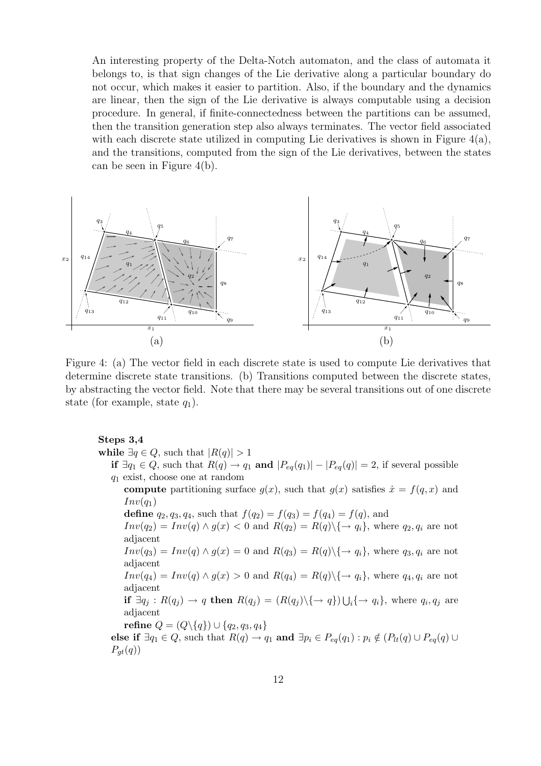An interesting property of the Delta-Notch automaton, and the class of automata it belongs to, is that sign changes of the Lie derivative along a particular boundary do not occur, which makes it easier to partition. Also, if the boundary and the dynamics are linear, then the sign of the Lie derivative is always computable using a decision procedure. In general, if finite-connectedness between the partitions can be assumed, then the transition generation step also always terminates. The vector field associated with each discrete state utilized in computing Lie derivatives is shown in Figure 4(a), and the transitions, computed from the sign of the Lie derivatives, between the states can be seen in Figure 4(b).

$q_3$ $q_4$ $q_5$ $q_6$ $q_7$ $x_2$ $q_{14}$ $q_1$ $q_2$ $q_8$ $q_{12}$ $q_{13}$ $q_{11}$ $q_{10}$ $q_9$ $x_1$

(a)

$q_3$ $q_4$ $q_5$ $q_6$ $q_7$ $x_2$ $q_{14}$ $q_1$ $q_2$ $q_8$ $q_{12}$ $q_{13}$ $q_{11}$ $q_{10}$ $q_9$ $x_1$

(b)

Figure 4: (a) The vector field in each discrete state is used to compute Lie derivatives that determine discrete state transitions. (b) Transitions computed between the discrete states, by abstracting the vector field. Note that there may be several transitions out of one discrete state (for example, state $q_1$).

**Steps 3,4**

**while** $\exists q \in Q$, such that $|R(q)| > 1$
  **if** $\exists q_1 \in Q$, such that $R(q) \rightarrow q_1$ **and** $|P_{eq}(q_1)| - |P_{eq}(q)| = 2$, if several possible $q_1$ exist, choose one at random
    **compute** partitioning surface $g(x)$, such that $g(x)$ satisfies $\dot{x} = f(q, x)$ and $Inv(q_1)$
    **define** $q_2, q_3, q_4$, such that $f(q_2) = f(q_3) = f(q_4) = f(q)$, and
    $Inv(q_2) = Inv(q) \wedge g(x) < 0$ and $R(q_2) = R(q) \backslash \{\rightarrow q_i\}$, where $q_2, q_i$ are not adjacent
    $Inv(q_3) = Inv(q) \wedge g(x) = 0$ and $R(q_3) = R(q) \backslash \{\rightarrow q_i\}$, where $q_3, q_i$ are not adjacent
    $Inv(q_4) = Inv(q) \wedge g(x) > 0$ and $R(q_4) = R(q) \backslash \{\rightarrow q_i\}$, where $q_4, q_i$ are not adjacent
    **if** $\exists q_j : R(q_j) \rightarrow q$ **then** $R(q_j) = (R(q_j) \backslash \{\rightarrow q\}) \bigcup_i \{\rightarrow q_i\}$, where $q_i, q_j$ are adjacent
    **refine** $Q = (Q \backslash \{q\}) \cup \{q_2, q_3, q_4\}$
  **else if** $\exists q_1 \in Q$, such that $R(q) \rightarrow q_1$ **and** $\exists p_i \in P_{eq}(q_1) : p_i \notin (P_{lt}(q) \cup P_{eq}(q) \cup P_{gt}(q))$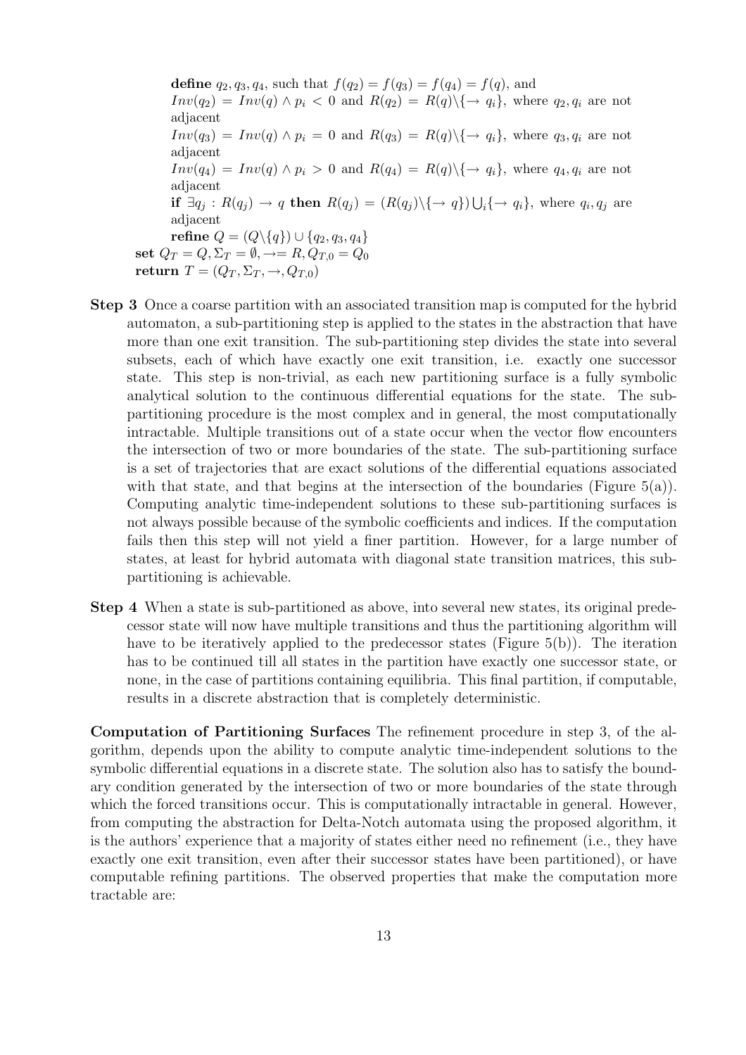**define** $q_2, q_3, q_4$, such that $f(q_2) = f(q_3) = f(q_4) = f(q)$, and
$Inv(q_2) = Inv(q) \wedge p_i < 0$ and $R(q_2) = R(q) \backslash \{\to q_i\}$, where $q_2, q_i$ are not adjacent
$Inv(q_3) = Inv(q) \wedge p_i = 0$ and $R(q_3) = R(q) \backslash \{\to q_i\}$, where $q_3, q_i$ are not adjacent
$Inv(q_4) = Inv(q) \wedge p_i > 0$ and $R(q_4) = R(q) \backslash \{\to q_i\}$, where $q_4, q_i$ are not adjacent
**if** $\exists q_j : R(q_j) \to q$ **then** $R(q_j) = (R(q_j) \backslash \{\to q\}) \bigcup_i \{\to q_i\}$, where $q_i, q_j$ are adjacent
**refine** $Q = (Q \backslash \{q\}) \cup \{q_2, q_3, q_4\}$
**set** $Q_T = Q, \Sigma_T = \emptyset, \to = R, Q_{T,0} = Q_0$
**return** $T = (Q_T, \Sigma_T, \to, Q_{T,0})$

**Step 3** Once a coarse partition with an associated transition map is computed for the hybrid automaton, a sub-partitioning step is applied to the states in the abstraction that have more than one exit transition. The sub-partitioning step divides the state into several subsets, each of which have exactly one exit transition, i.e. exactly one successor state. This step is non-trivial, as each new partitioning surface is a fully symbolic analytical solution to the continuous differential equations for the state. The sub-partitioning procedure is the most complex and in general, the most computationally intractable. Multiple transitions out of a state occur when the vector flow encounters the intersection of two or more boundaries of the state. The sub-partitioning surface is a set of trajectories that are exact solutions of the differential equations associated with that state, and that begins at the intersection of the boundaries (Figure 5(a)). Computing analytic time-independent solutions to these sub-partitioning surfaces is not always possible because of the symbolic coefficients and indices. If the computation fails then this step will not yield a finer partition. However, for a large number of states, at least for hybrid automata with diagonal state transition matrices, this sub-partitioning is achievable.

**Step 4** When a state is sub-partitioned as above, into several new states, its original predecessor state will now have multiple transitions and thus the partitioning algorithm will have to be iteratively applied to the predecessor states (Figure 5(b)). The iteration has to be continued till all states in the partition have exactly one successor state, or none, in the case of partitions containing equilibria. This final partition, if computable, results in a discrete abstraction that is completely deterministic.

**Computation of Partitioning Surfaces** The refinement procedure in step 3, of the algorithm, depends upon the ability to compute analytic time-independent solutions to the symbolic differential equations in a discrete state. The solution also has to satisfy the boundary condition generated by the intersection of two or more boundaries of the state through which the forced transitions occur. This is computationally intractable in general. However, from computing the abstraction for Delta-Notch automata using the proposed algorithm, it is the authors' experience that a majority of states either need no refinement (i.e., they have exactly one exit transition, even after their successor states have been partitioned), or have computable refining partitions. The observed properties that make the computation more tractable are: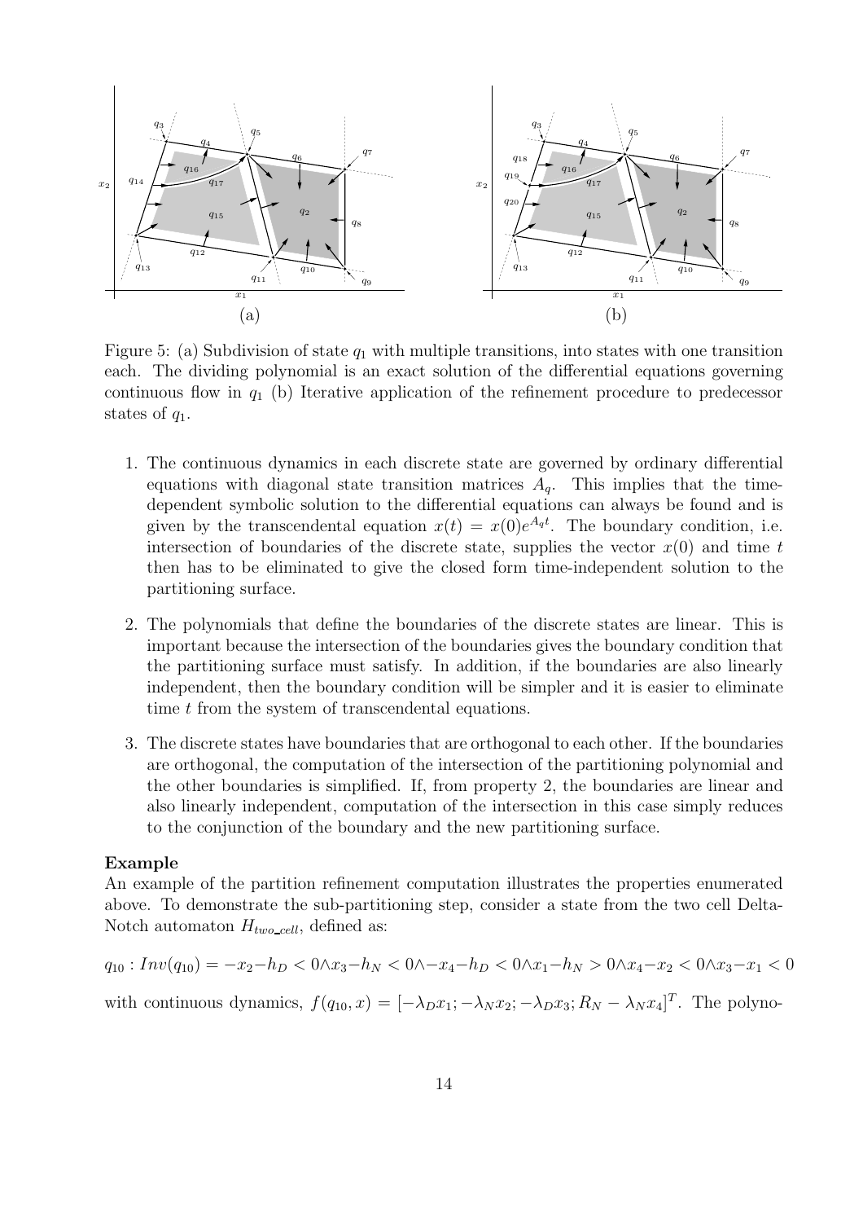(a)

(b)

Figure 5: (a) Subdivision of state $q_1$ with multiple transitions, into states with one transition each. The dividing polynomial is an exact solution of the differential equations governing continuous flow in $q_1$ (b) Iterative application of the refinement procedure to predecessor states of $q_1$.

1. The continuous dynamics in each discrete state are governed by ordinary differential equations with diagonal state transition matrices $A_q$. This implies that the time-dependent symbolic solution to the differential equations can always be found and is given by the transcendental equation $x(t) = x(0)e^{A_q t}$. The boundary condition, i.e. intersection of boundaries of the discrete state, supplies the vector $x(0)$ and time $t$ then has to be eliminated to give the closed form time-independent solution to the partitioning surface.

2. The polynomials that define the boundaries of the discrete states are linear. This is important because the intersection of the boundaries gives the boundary condition that the partitioning surface must satisfy. In addition, if the boundaries are also linearly independent, then the boundary condition will be simpler and it is easier to eliminate time $t$ from the system of transcendental equations.

3. The discrete states have boundaries that are orthogonal to each other. If the boundaries are orthogonal, the computation of the intersection of the partitioning polynomial and the other boundaries is simplified. If, from property 2, the boundaries are linear and also linearly independent, computation of the intersection in this case simply reduces to the conjunction of the boundary and the new partitioning surface.

**Example**

An example of the partition refinement computation illustrates the properties enumerated above. To demonstrate the sub-partitioning step, consider a state from the two cell Delta-Notch automaton $H_{two\_cell}$, defined as:

$$q_{10} : Inv(q_{10}) = -x_2 - h_D < 0 \wedge x_3 - h_N < 0 \wedge -x_4 - h_D < 0 \wedge x_1 - h_N > 0 \wedge x_4 - x_2 < 0 \wedge x_3 - x_1 < 0$$

with continuous dynamics, $f(q_{10}, x) = [-\lambda_D x_1; -\lambda_N x_2; -\lambda_D x_3; R_N - \lambda_N x_4]^T$. The polyno-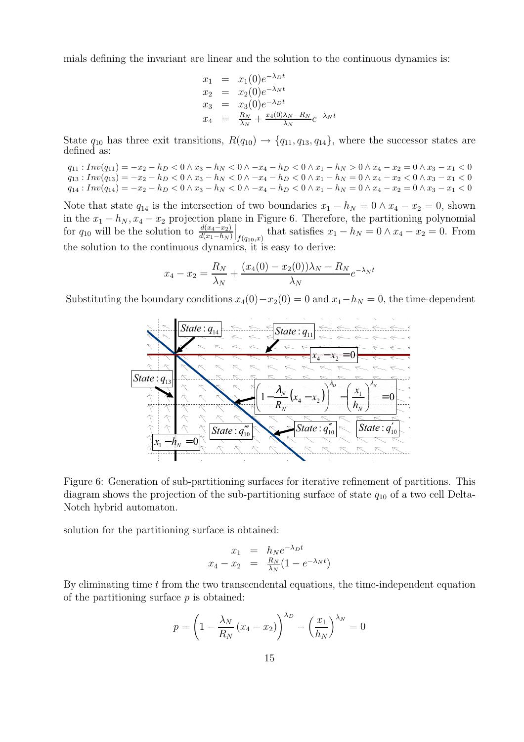mials defining the invariant are linear and the solution to the continuous dynamics is:

$$
\begin{aligned}
x_1 &= x_1(0)e^{-\lambda_D t} \\
x_2 &= x_2(0)e^{-\lambda_N t} \\
x_3 &= x_3(0)e^{-\lambda_D t} \\
x_4 &= \frac{R_N}{\lambda_N} + \frac{x_4(0)\lambda_N - R_N}{\lambda_N} e^{-\lambda_N t}
\end{aligned}
$$

State $q_{10}$ has three exit transitions, $R(q_{10}) \rightarrow \{q_{11}, q_{13}, q_{14}\}$, where the successor states are defined as:

$q_{11} : Inv(q_{11}) = -x_2 - h_D < 0 \wedge x_3 - h_N < 0 \wedge -x_4 - h_D < 0 \wedge x_1 - h_N > 0 \wedge x_4 - x_2 = 0 \wedge x_3 - x_1 < 0$
$q_{13} : Inv(q_{13}) = -x_2 - h_D < 0 \wedge x_3 - h_N < 0 \wedge -x_4 - h_D < 0 \wedge x_1 - h_N = 0 \wedge x_4 - x_2 < 0 \wedge x_3 - x_1 < 0$
$q_{14} : Inv(q_{14}) = -x_2 - h_D < 0 \wedge x_3 - h_N < 0 \wedge -x_4 - h_D < 0 \wedge x_1 - h_N = 0 \wedge x_4 - x_2 = 0 \wedge x_3 - x_1 < 0$

Note that state $q_{14}$ is the intersection of two boundaries $x_1 - h_N = 0 \wedge x_4 - x_2 = 0$, shown in the $x_1 - h_N, x_4 - x_2$ projection plane in Figure 6. Therefore, the partitioning polynomial for $q_{10}$ will be the solution to $\frac{d(x_4 - x_2)}{d(x_1 - h_N)}\Big|_{f(q_{10},x)}$ that satisfies $x_1 - h_N = 0 \wedge x_4 - x_2 = 0$. From the solution to the continuous dynamics, it is easy to derive:

$$
x_4 - x_2 = \frac{R_N}{\lambda_N} + \frac{(x_4(0) - x_2(0))\lambda_N - R_N}{\lambda_N} e^{-\lambda_N t}
$$

Substituting the boundary conditions $x_4(0) - x_2(0) = 0$ and $x_1 - h_N = 0$, the time-dependent

State: $q_{14}$
State: $q_{11}$
$x_4 - x_2 = 0$
State: $q_{13}$
$\left(1 - \frac{\lambda_N}{R_N}(x_4 - x_2)\right)^{\lambda_D} - \left(\frac{x_1}{h_N}\right)^{\lambda_N} = 0$
State: $q_{10}'''$
State: $q_{10}''$
State: $q_{10}'$
$x_1 - h_N = 0$

Figure 6: Generation of sub-partitioning surfaces for iterative refinement of partitions. This diagram shows the projection of the sub-partitioning surface of state $q_{10}$ of a two cell Delta-Notch hybrid automaton.

solution for the partitioning surface is obtained:

$$
\begin{aligned}
x_1 &= h_N e^{-\lambda_D t} \\
x_4 - x_2 &= \frac{R_N}{\lambda_N}(1 - e^{-\lambda_N t})
\end{aligned}
$$

By eliminating time $t$ from the two transcendental equations, the time-independent equation of the partitioning surface $p$ is obtained:

$$
p = \left(1 - \frac{\lambda_N}{R_N}(x_4 - x_2)\right)^{\lambda_D} - \left(\frac{x_1}{h_N}\right)^{\lambda_N} = 0
$$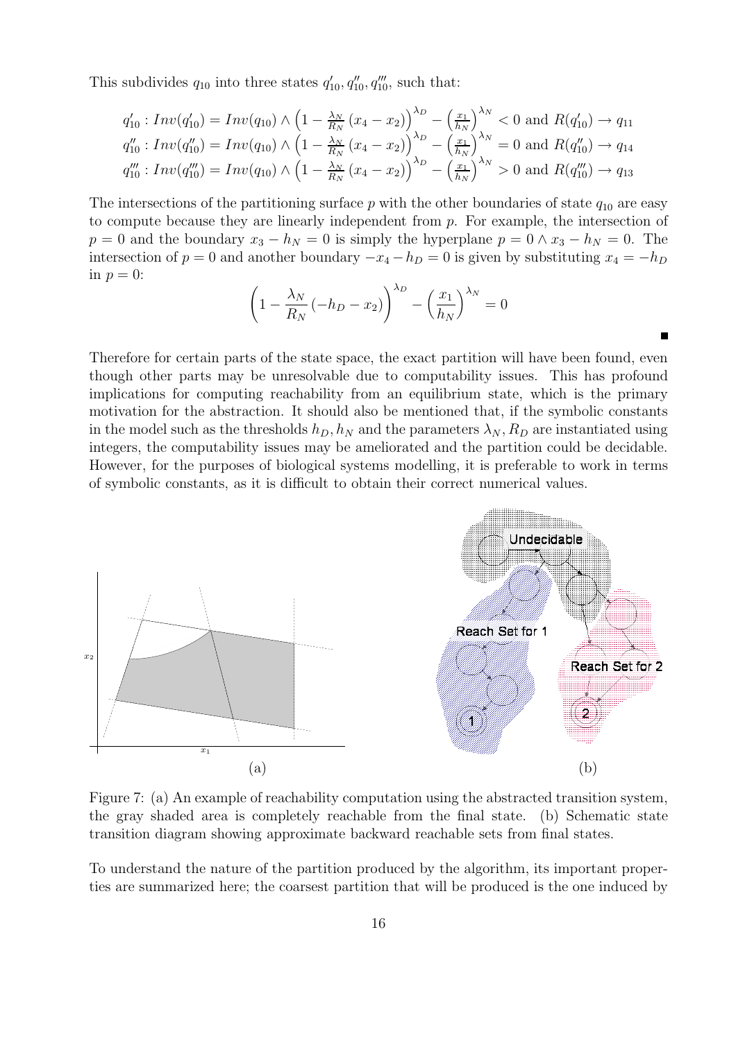This subdivides $q_{10}$ into three states $q'_{10}, q''_{10}, q'''_{10}$, such that:

$$q'_{10} : Inv(q'_{10}) = Inv(q_{10}) \wedge \left(1 - \frac{\lambda_N}{R_N}(x_4 - x_2)\right)^{\lambda_D} - \left(\frac{x_1}{h_N}\right)^{\lambda_N} < 0 \text{ and } R(q'_{10}) \to q_{11}$$
$$q''_{10} : Inv(q''_{10}) = Inv(q_{10}) \wedge \left(1 - \frac{\lambda_N}{R_N}(x_4 - x_2)\right)^{\lambda_D} - \left(\frac{x_1}{h_N}\right)^{\lambda_N} = 0 \text{ and } R(q''_{10}) \to q_{14}$$
$$q'''_{10} : Inv(q'''_{10}) = Inv(q_{10}) \wedge \left(1 - \frac{\lambda_N}{R_N}(x_4 - x_2)\right)^{\lambda_D} - \left(\frac{x_1}{h_N}\right)^{\lambda_N} > 0 \text{ and } R(q'''_{10}) \to q_{13}$$

The intersections of the partitioning surface $p$ with the other boundaries of state $q_{10}$ are easy to compute because they are linearly independent from $p$. For example, the intersection of $p = 0$ and the boundary $x_3 - h_N = 0$ is simply the hyperplane $p = 0 \wedge x_3 - h_N = 0$. The intersection of $p = 0$ and another boundary $-x_4 - h_D = 0$ is given by substituting $x_4 = -h_D$ in $p = 0$:

$$\left(1 - \frac{\lambda_N}{R_N}(-h_D - x_2)\right)^{\lambda_D} - \left(\frac{x_1}{h_N}\right)^{\lambda_N} = 0$$

■

Therefore for certain parts of the state space, the exact partition will have been found, even though other parts may be unresolvable due to computability issues. This has profound implications for computing reachability from an equilibrium state, which is the primary motivation for the abstraction. It should also be mentioned that, if the symbolic constants in the model such as the thresholds $h_D, h_N$ and the parameters $\lambda_N, R_D$ are instantiated using integers, the computability issues may be ameliorated and the partition could be decidable. However, for the purposes of biological systems modelling, it is preferable to work in terms of symbolic constants, as it is difficult to obtain their correct numerical values.

$x_2$

$x_1$

(a)

Undecidable

Reach Set for 1

Reach Set for 2

1

2

(b)

Figure 7: (a) An example of reachability computation using the abstracted transition system, the gray shaded area is completely reachable from the final state. (b) Schematic state transition diagram showing approximate backward reachable sets from final states.

To understand the nature of the partition produced by the algorithm, its important properties are summarized here; the coarsest partition that will be produced is the one induced by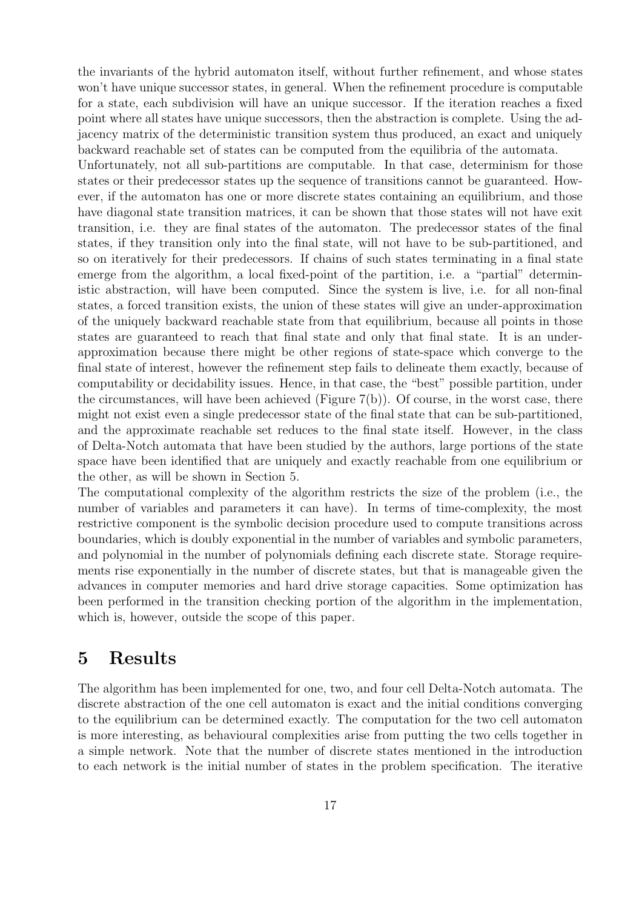the invariants of the hybrid automaton itself, without further refinement, and whose states won't have unique successor states, in general. When the refinement procedure is computable for a state, each subdivision will have an unique successor. If the iteration reaches a fixed point where all states have unique successors, then the abstraction is complete. Using the adjacency matrix of the deterministic transition system thus produced, an exact and uniquely backward reachable set of states can be computed from the equilibria of the automata.
Unfortunately, not all sub-partitions are computable. In that case, determinism for those states or their predecessor states up the sequence of transitions cannot be guaranteed. However, if the automaton has one or more discrete states containing an equilibrium, and those have diagonal state transition matrices, it can be shown that those states will not have exit transition, i.e. they are final states of the automaton. The predecessor states of the final states, if they transition only into the final state, will not have to be sub-partitioned, and so on iteratively for their predecessors. If chains of such states terminating in a final state emerge from the algorithm, a local fixed-point of the partition, i.e. a "partial" deterministic abstraction, will have been computed. Since the system is live, i.e. for all non-final states, a forced transition exists, the union of these states will give an under-approximation of the uniquely backward reachable state from that equilibrium, because all points in those states are guaranteed to reach that final state and only that final state. It is an under-approximation because there might be other regions of state-space which converge to the final state of interest, however the refinement step fails to delineate them exactly, because of computability or decidability issues. Hence, in that case, the "best" possible partition, under the circumstances, will have been achieved (Figure 7(b)). Of course, in the worst case, there might not exist even a single predecessor state of the final state that can be sub-partitioned, and the approximate reachable set reduces to the final state itself. However, in the class of Delta-Notch automata that have been studied by the authors, large portions of the state space have been identified that are uniquely and exactly reachable from one equilibrium or the other, as will be shown in Section 5.
The computational complexity of the algorithm restricts the size of the problem (i.e., the number of variables and parameters it can have). In terms of time-complexity, the most restrictive component is the symbolic decision procedure used to compute transitions across boundaries, which is doubly exponential in the number of variables and symbolic parameters, and polynomial in the number of polynomials defining each discrete state. Storage requirements rise exponentially in the number of discrete states, but that is manageable given the advances in computer memories and hard drive storage capacities. Some optimization has been performed in the transition checking portion of the algorithm in the implementation, which is, however, outside the scope of this paper.

# 5 Results

The algorithm has been implemented for one, two, and four cell Delta-Notch automata. The discrete abstraction of the one cell automaton is exact and the initial conditions converging to the equilibrium can be determined exactly. The computation for the two cell automaton is more interesting, as behavioural complexities arise from putting the two cells together in a simple network. Note that the number of discrete states mentioned in the introduction to each network is the initial number of states in the problem specification. The iterative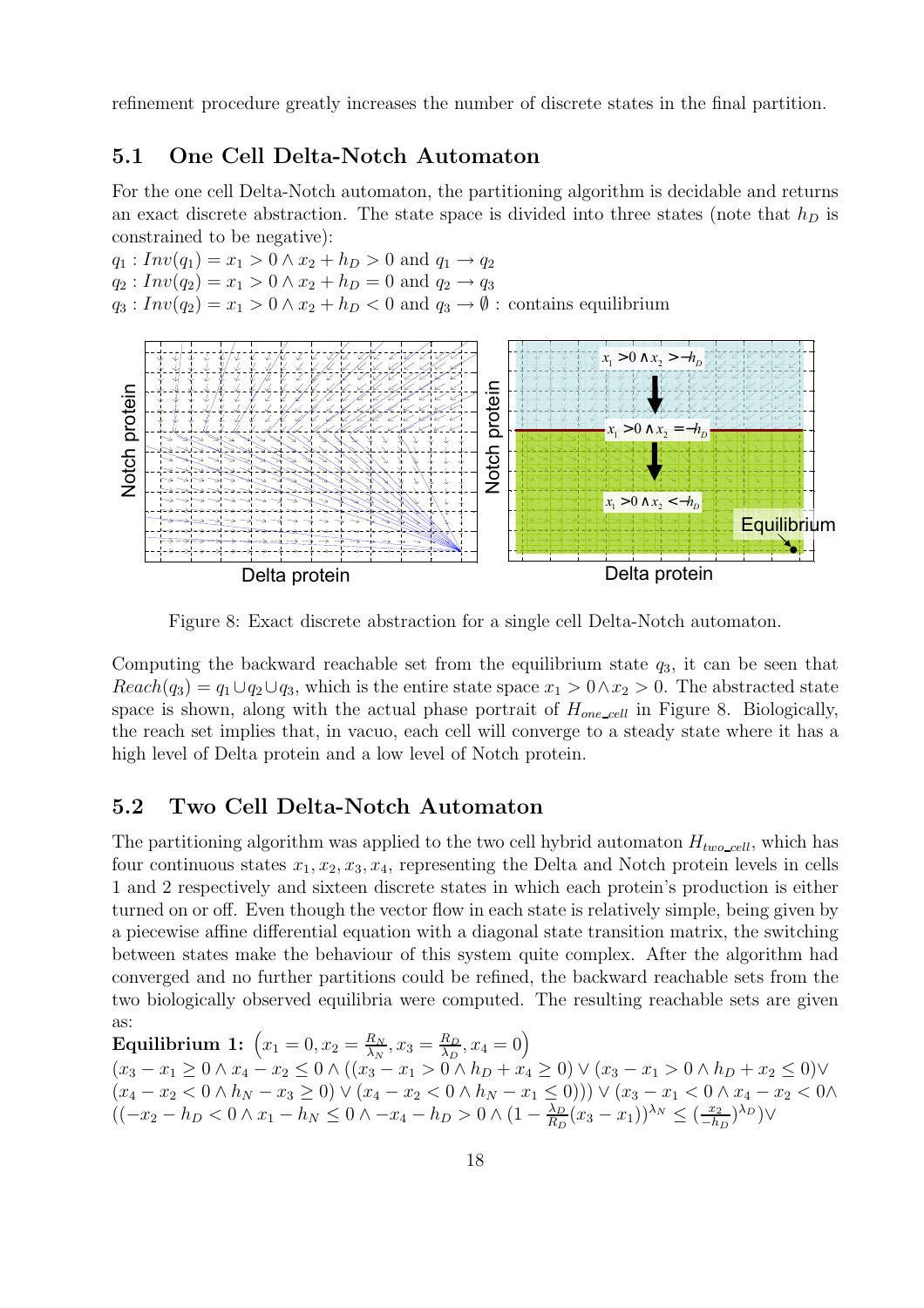refinement procedure greatly increases the number of discrete states in the final partition.

## 5.1 One Cell Delta-Notch Automaton

For the one cell Delta-Notch automaton, the partitioning algorithm is decidable and returns an exact discrete abstraction. The state space is divided into three states (note that $h_D$ is constrained to be negative):

$q_1 : Inv(q_1) = x_1 > 0 \wedge x_2 + h_D > 0$ and $q_1 \rightarrow q_2$
$q_2 : Inv(q_2) = x_1 > 0 \wedge x_2 + h_D = 0$ and $q_2 \rightarrow q_3$
$q_3 : Inv(q_2) = x_1 > 0 \wedge x_2 + h_D < 0$ and $q_3 \rightarrow \emptyset$ : contains equilibrium

Notch protein

Delta protein

Notch protein

$x_1 > 0 \wedge x_2 > -h_D$

$x_1 > 0 \wedge x_2 = -h_D$

$x_1 > 0 \wedge x_2 < -h_D$

Equilibrium

Delta protein

Figure 8: Exact discrete abstraction for a single cell Delta-Notch automaton.

Computing the backward reachable set from the equilibrium state $q_3$, it can be seen that $Reach(q_3) = q_1 \cup q_2 \cup q_3$, which is the entire state space $x_1 > 0 \wedge x_2 > 0$. The abstracted state space is shown, along with the actual phase portrait of $H_{one\_cell}$ in Figure 8. Biologically, the reach set implies that, in vacuo, each cell will converge to a steady state where it has a high level of Delta protein and a low level of Notch protein.

## 5.2 Two Cell Delta-Notch Automaton

The partitioning algorithm was applied to the two cell hybrid automaton $H_{two\_cell}$, which has four continuous states $x_1, x_2, x_3, x_4$, representing the Delta and Notch protein levels in cells 1 and 2 respectively and sixteen discrete states in which each protein's production is either turned on or off. Even though the vector flow in each state is relatively simple, being given by a piecewise affine differential equation with a diagonal state transition matrix, the switching between states make the behaviour of this system quite complex. After the algorithm had converged and no further partitions could be refined, the backward reachable sets from the two biologically observed equilibria were computed. The resulting reachable sets are given as:

**Equilibrium 1:** $\left(x_1 = 0, x_2 = \frac{R_N}{\lambda_N}, x_3 = \frac{R_D}{\lambda_D}, x_4 = 0\right)$
$(x_3 - x_1 \geq 0 \wedge x_4 - x_2 \leq 0 \wedge ((x_3 - x_1 > 0 \wedge h_D + x_4 \geq 0) \vee (x_3 - x_1 > 0 \wedge h_D + x_2 \leq 0) \vee$
$(x_4 - x_2 < 0 \wedge h_N - x_3 \geq 0) \vee (x_4 - x_2 < 0 \wedge h_N - x_1 \leq 0))) \vee (x_3 - x_1 < 0 \wedge x_4 - x_2 < 0 \wedge$
$((-x_2 - h_D < 0 \wedge x_1 - h_N \leq 0 \wedge -x_4 - h_D > 0 \wedge (1 - \frac{\lambda_D}{R_D}(x_3 - x_1))^{\lambda_N} \leq (\frac{x_2}{-h_D})^{\lambda_D}) \vee$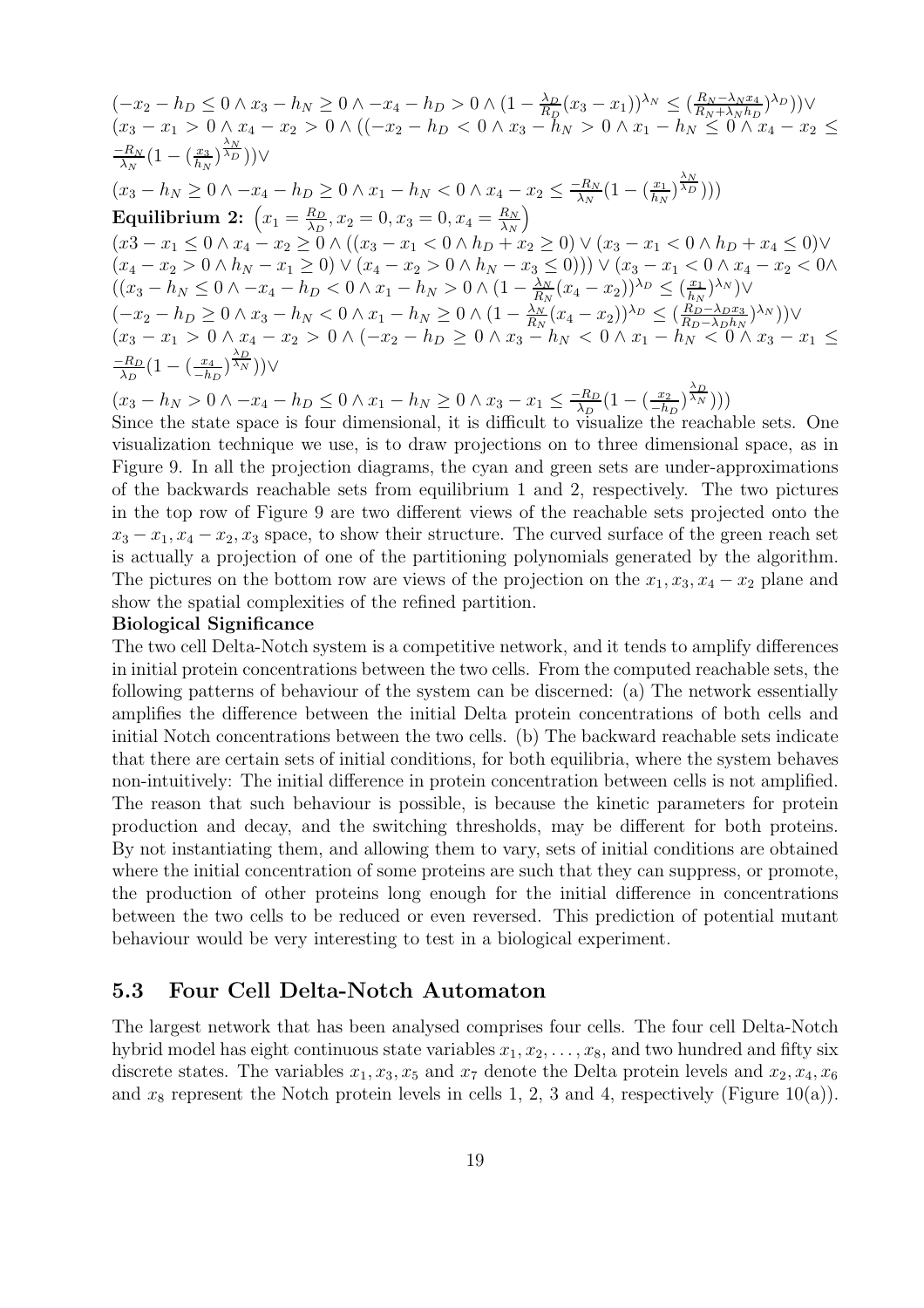$(-x_2 - h_D \leq 0 \wedge x_3 - h_N \geq 0 \wedge -x_4 - h_D > 0 \wedge (1 - \frac{\lambda_D}{R_D}(x_3 - x_1))^{\lambda_N} \leq (\frac{R_N - \lambda_N x_4}{R_N + \lambda_N h_D})^{\lambda_D})) \vee$
$(x_3 - x_1 > 0 \wedge x_4 - x_2 > 0 \wedge ((-x_2 - h_D < 0 \wedge x_3 - h_N > 0 \wedge x_1 - h_N \leq 0 \wedge x_4 - x_2 \leq \frac{-R_N}{\lambda_N}(1 - (\frac{x_3}{h_N})^{\frac{\lambda_N}{\lambda_D}})) \vee$
$(x_3 - h_N \geq 0 \wedge -x_4 - h_D \geq 0 \wedge x_1 - h_N < 0 \wedge x_4 - x_2 \leq \frac{-R_N}{\lambda_N}(1 - (\frac{x_1}{h_N})^{\frac{\lambda_N}{\lambda_D}})))$

**Equilibrium 2:** $\left(x_1 = \frac{R_D}{\lambda_D}, x_2 = 0, x_3 = 0, x_4 = \frac{R_N}{\lambda_N}\right)$

$(x3 - x_1 \leq 0 \wedge x_4 - x_2 \geq 0 \wedge ((x_3 - x_1 < 0 \wedge h_D + x_2 \geq 0) \vee (x_3 - x_1 < 0 \wedge h_D + x_4 \leq 0) \vee$
$(x_4 - x_2 > 0 \wedge h_N - x_1 \geq 0) \vee (x_4 - x_2 > 0 \wedge h_N - x_3 \leq 0))) \vee (x_3 - x_1 < 0 \wedge x_4 - x_2 < 0 \wedge$
$((x_3 - h_N \leq 0 \wedge -x_4 - h_D < 0 \wedge x_1 - h_N > 0 \wedge (1 - \frac{\lambda_N}{R_N}(x_4 - x_2))^{\lambda_D} \leq (\frac{x_1}{h_N})^{\lambda_N}) \vee$
$(-x_2 - h_D \geq 0 \wedge x_3 - h_N < 0 \wedge x_1 - h_N \geq 0 \wedge (1 - \frac{\lambda_N}{R_N}(x_4 - x_2))^{\lambda_D} \leq (\frac{R_D - \lambda_D x_3}{R_D - \lambda_D h_N})^{\lambda_N})) \vee$
$(x_3 - x_1 > 0 \wedge x_4 - x_2 > 0 \wedge (-x_2 - h_D \geq 0 \wedge x_3 - h_N < 0 \wedge x_1 - h_N < 0 \wedge x_3 - x_1 \leq \frac{-R_D}{\lambda_D}(1 - (\frac{x_4}{-h_D})^{\frac{\lambda_D}{\lambda_N}})) \vee$
$(x_3 - h_N > 0 \wedge -x_4 - h_D \leq 0 \wedge x_1 - h_N \geq 0 \wedge x_3 - x_1 \leq \frac{-R_D}{\lambda_D}(1 - (\frac{x_2}{-h_D})^{\frac{\lambda_D}{\lambda_N}})))$

Since the state space is four dimensional, it is difficult to visualize the reachable sets. One visualization technique we use, is to draw projections on to three dimensional space, as in Figure 9. In all the projection diagrams, the cyan and green sets are under-approximations of the backwards reachable sets from equilibrium 1 and 2, respectively. The two pictures in the top row of Figure 9 are two different views of the reachable sets projected onto the $x_3 - x_1, x_4 - x_2, x_3$ space, to show their structure. The curved surface of the green reach set is actually a projection of one of the partitioning polynomials generated by the algorithm. The pictures on the bottom row are views of the projection on the $x_1, x_3, x_4 - x_2$ plane and show the spatial complexities of the refined partition.

**Biological Significance**

The two cell Delta-Notch system is a competitive network, and it tends to amplify differences in initial protein concentrations between the two cells. From the computed reachable sets, the following patterns of behaviour of the system can be discerned: (a) The network essentially amplifies the difference between the initial Delta protein concentrations of both cells and initial Notch concentrations between the two cells. (b) The backward reachable sets indicate that there are certain sets of initial conditions, for both equilibria, where the system behaves non-intuitively: The initial difference in protein concentration between cells is not amplified. The reason that such behaviour is possible, is because the kinetic parameters for protein production and decay, and the switching thresholds, may be different for both proteins. By not instantiating them, and allowing them to vary, sets of initial conditions are obtained where the initial concentration of some proteins are such that they can suppress, or promote, the production of other proteins long enough for the initial difference in concentrations between the two cells to be reduced or even reversed. This prediction of potential mutant behaviour would be very interesting to test in a biological experiment.

## 5.3 Four Cell Delta-Notch Automaton

The largest network that has been analysed comprises four cells. The four cell Delta-Notch hybrid model has eight continuous state variables $x_1, x_2, \ldots, x_8$, and two hundred and fifty six discrete states. The variables $x_1, x_3, x_5$ and $x_7$ denote the Delta protein levels and $x_2, x_4, x_6$ and $x_8$ represent the Notch protein levels in cells 1, 2, 3 and 4, respectively (Figure 10(a)).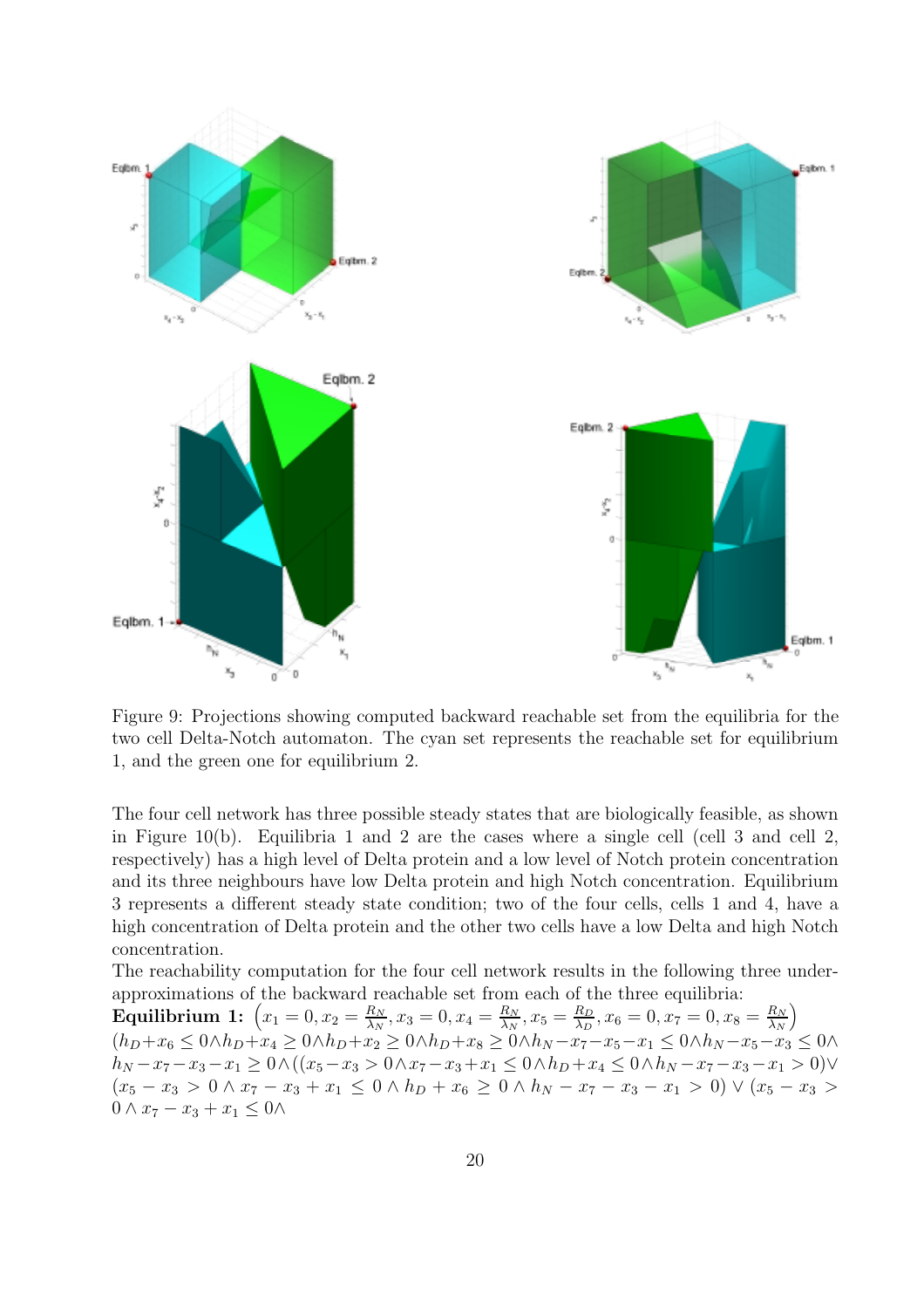Eqlbm. 1

Eqlbm. 2

Eqlbm. 1

Eqlbm. 2

Eqlbm. 2

Eqlbm. 1

Eqlbm. 2

Eqlbm. 1

Figure 9: Projections showing computed backward reachable set from the equilibria for the two cell Delta-Notch automaton. The cyan set represents the reachable set for equilibrium 1, and the green one for equilibrium 2.

The four cell network has three possible steady states that are biologically feasible, as shown in Figure 10(b). Equilibria 1 and 2 are the cases where a single cell (cell 3 and cell 2, respectively) has a high level of Delta protein and a low level of Notch protein concentration and its three neighbours have low Delta protein and high Notch concentration. Equilibrium 3 represents a different steady state condition; two of the four cells, cells 1 and 4, have a high concentration of Delta protein and the other two cells have a low Delta and high Notch concentration.

The reachability computation for the four cell network results in the following three under-approximations of the backward reachable set from each of the three equilibria:

**Equilibrium 1:** $\left(x_1 = 0, x_2 = \frac{R_N}{\lambda_N}, x_3 = 0, x_4 = \frac{R_N}{\lambda_N}, x_5 = \frac{R_D}{\lambda_D}, x_6 = 0, x_7 = 0, x_8 = \frac{R_N}{\lambda_N}\right)$
$(h_D + x_6 \leq 0 \wedge h_D + x_4 \geq 0 \wedge h_D + x_2 \geq 0 \wedge h_D + x_8 \geq 0 \wedge h_N - x_7 - x_5 - x_1 \leq 0 \wedge h_N - x_5 - x_3 \leq 0 \wedge h_N - x_7 - x_3 - x_1 \geq 0 \wedge ((x_5 - x_3 > 0 \wedge x_7 - x_3 + x_1 \leq 0 \wedge h_D + x_4 \leq 0 \wedge h_N - x_7 - x_3 - x_1 > 0) \vee (x_5 - x_3 > 0 \wedge x_7 - x_3 + x_1 \leq 0 \wedge h_D + x_6 \geq 0 \wedge h_N - x_7 - x_3 - x_1 > 0) \vee (x_5 - x_3 > 0 \wedge x_7 - x_3 + x_1 \leq 0 \wedge$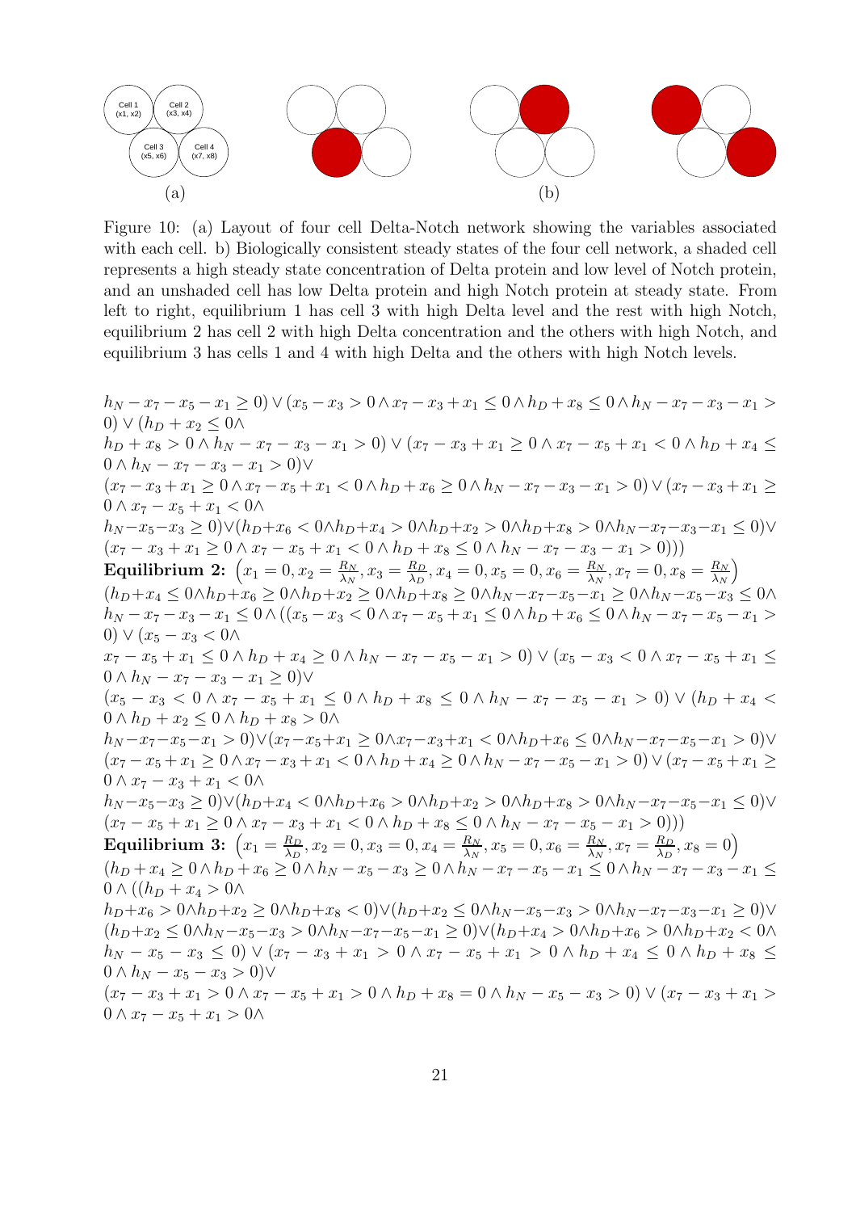Cell 1 (x1, x2)
Cell 2 (x3, x4)
Cell 3 (x5, x6)
Cell 4 (x7, x8)
(a)
(b)

Figure 10: (a) Layout of four cell Delta-Notch network showing the variables associated with each cell. b) Biologically consistent steady states of the four cell network, a shaded cell represents a high steady state concentration of Delta protein and low level of Notch protein, and an unshaded cell has low Delta protein and high Notch protein at steady state. From left to right, equilibrium 1 has cell 3 with high Delta level and the rest with high Notch, equilibrium 2 has cell 2 with high Delta concentration and the others with high Notch, and equilibrium 3 has cells 1 and 4 with high Delta and the others with high Notch levels.

$h_N - x_7 - x_5 - x_1 \geq 0) \vee (x_5 - x_3 > 0 \wedge x_7 - x_3 + x_1 \leq 0 \wedge h_D + x_8 \leq 0 \wedge h_N - x_7 - x_3 - x_1 > 0) \vee (h_D + x_2 \leq 0 \wedge$
$h_D + x_8 > 0 \wedge h_N - x_7 - x_3 - x_1 > 0) \vee (x_7 - x_3 + x_1 \geq 0 \wedge x_7 - x_5 + x_1 < 0 \wedge h_D + x_4 \leq 0 \wedge h_N - x_7 - x_3 - x_1 > 0) \vee$
$(x_7 - x_3 + x_1 \geq 0 \wedge x_7 - x_5 + x_1 < 0 \wedge h_D + x_6 \geq 0 \wedge h_N - x_7 - x_3 - x_1 > 0) \vee (x_7 - x_3 + x_1 \geq 0 \wedge x_7 - x_5 + x_1 < 0 \wedge$
$h_N - x_5 - x_3 \geq 0) \vee (h_D + x_6 < 0 \wedge h_D + x_4 > 0 \wedge h_D + x_2 > 0 \wedge h_D + x_8 > 0 \wedge h_N - x_7 - x_3 - x_1 \leq 0) \vee$
$(x_7 - x_3 + x_1 \geq 0 \wedge x_7 - x_5 + x_1 < 0 \wedge h_D + x_8 \leq 0 \wedge h_N - x_7 - x_3 - x_1 > 0)))$

**Equilibrium 2:** $\left(x_1 = 0, x_2 = \frac{R_N}{\lambda_N}, x_3 = \frac{R_D}{\lambda_D}, x_4 = 0, x_5 = 0, x_6 = \frac{R_N}{\lambda_N}, x_7 = 0, x_8 = \frac{R_N}{\lambda_N}\right)$

$(h_D + x_4 \leq 0 \wedge h_D + x_6 \geq 0 \wedge h_D + x_2 \geq 0 \wedge h_D + x_8 \geq 0 \wedge h_N - x_7 - x_5 - x_1 \geq 0 \wedge h_N - x_5 - x_3 \leq 0 \wedge$
$h_N - x_7 - x_3 - x_1 \leq 0 \wedge ((x_5 - x_3 < 0 \wedge x_7 - x_5 + x_1 \leq 0 \wedge h_D + x_6 \leq 0 \wedge h_N - x_7 - x_5 - x_1 > 0) \vee (x_5 - x_3 < 0 \wedge$
$x_7 - x_5 + x_1 \leq 0 \wedge h_D + x_4 \geq 0 \wedge h_N - x_7 - x_5 - x_1 > 0) \vee (x_5 - x_3 < 0 \wedge x_7 - x_5 + x_1 \leq 0 \wedge h_N - x_7 - x_3 - x_1 \geq 0) \vee$
$(x_5 - x_3 < 0 \wedge x_7 - x_5 + x_1 \leq 0 \wedge h_D + x_8 \leq 0 \wedge h_N - x_7 - x_5 - x_1 > 0) \vee (h_D + x_4 < 0 \wedge h_D + x_2 \leq 0 \wedge h_D + x_8 > 0 \wedge$
$h_N - x_7 - x_5 - x_1 > 0) \vee (x_7 - x_5 + x_1 \geq 0 \wedge x_7 - x_3 + x_1 < 0 \wedge h_D + x_6 \leq 0 \wedge h_N - x_7 - x_5 - x_1 > 0) \vee$
$(x_7 - x_5 + x_1 \geq 0 \wedge x_7 - x_3 + x_1 < 0 \wedge h_D + x_4 \geq 0 \wedge h_N - x_7 - x_5 - x_1 > 0) \vee (x_7 - x_5 + x_1 \geq 0 \wedge x_7 - x_3 + x_1 < 0 \wedge$
$h_N - x_5 - x_3 \geq 0) \vee (h_D + x_4 < 0 \wedge h_D + x_6 > 0 \wedge h_D + x_2 > 0 \wedge h_D + x_8 > 0 \wedge h_N - x_7 - x_5 - x_1 \leq 0) \vee$
$(x_7 - x_5 + x_1 \geq 0 \wedge x_7 - x_3 + x_1 < 0 \wedge h_D + x_8 \leq 0 \wedge h_N - x_7 - x_5 - x_1 > 0)))$

**Equilibrium 3:** $\left(x_1 = \frac{R_D}{\lambda_D}, x_2 = 0, x_3 = 0, x_4 = \frac{R_N}{\lambda_N}, x_5 = 0, x_6 = \frac{R_N}{\lambda_N}, x_7 = \frac{R_D}{\lambda_D}, x_8 = 0\right)$

$(h_D + x_4 \geq 0 \wedge h_D + x_6 \geq 0 \wedge h_N - x_5 - x_3 \geq 0 \wedge h_N - x_7 - x_5 - x_1 \leq 0 \wedge h_N - x_7 - x_3 - x_1 \leq 0 \wedge ((h_D + x_4 > 0 \wedge$
$h_D + x_6 > 0 \wedge h_D + x_2 \geq 0 \wedge h_D + x_8 < 0) \vee (h_D + x_2 \leq 0 \wedge h_N - x_5 - x_3 > 0 \wedge h_N - x_7 - x_3 - x_1 \geq 0) \vee$
$(h_D + x_2 \leq 0 \wedge h_N - x_5 - x_3 > 0 \wedge h_N - x_7 - x_5 - x_1 \geq 0) \vee (h_D + x_4 > 0 \wedge h_D + x_6 > 0 \wedge h_D + x_2 < 0 \wedge$
$h_N - x_5 - x_3 \leq 0) \vee (x_7 - x_3 + x_1 > 0 \wedge x_7 - x_5 + x_1 > 0 \wedge h_D + x_4 \leq 0 \wedge h_D + x_8 \leq 0 \wedge h_N - x_5 - x_3 > 0) \vee$
$(x_7 - x_3 + x_1 > 0 \wedge x_7 - x_5 + x_1 > 0 \wedge h_D + x_8 = 0 \wedge h_N - x_5 - x_3 > 0) \vee (x_7 - x_3 + x_1 > 0 \wedge x_7 - x_5 + x_1 > 0 \wedge$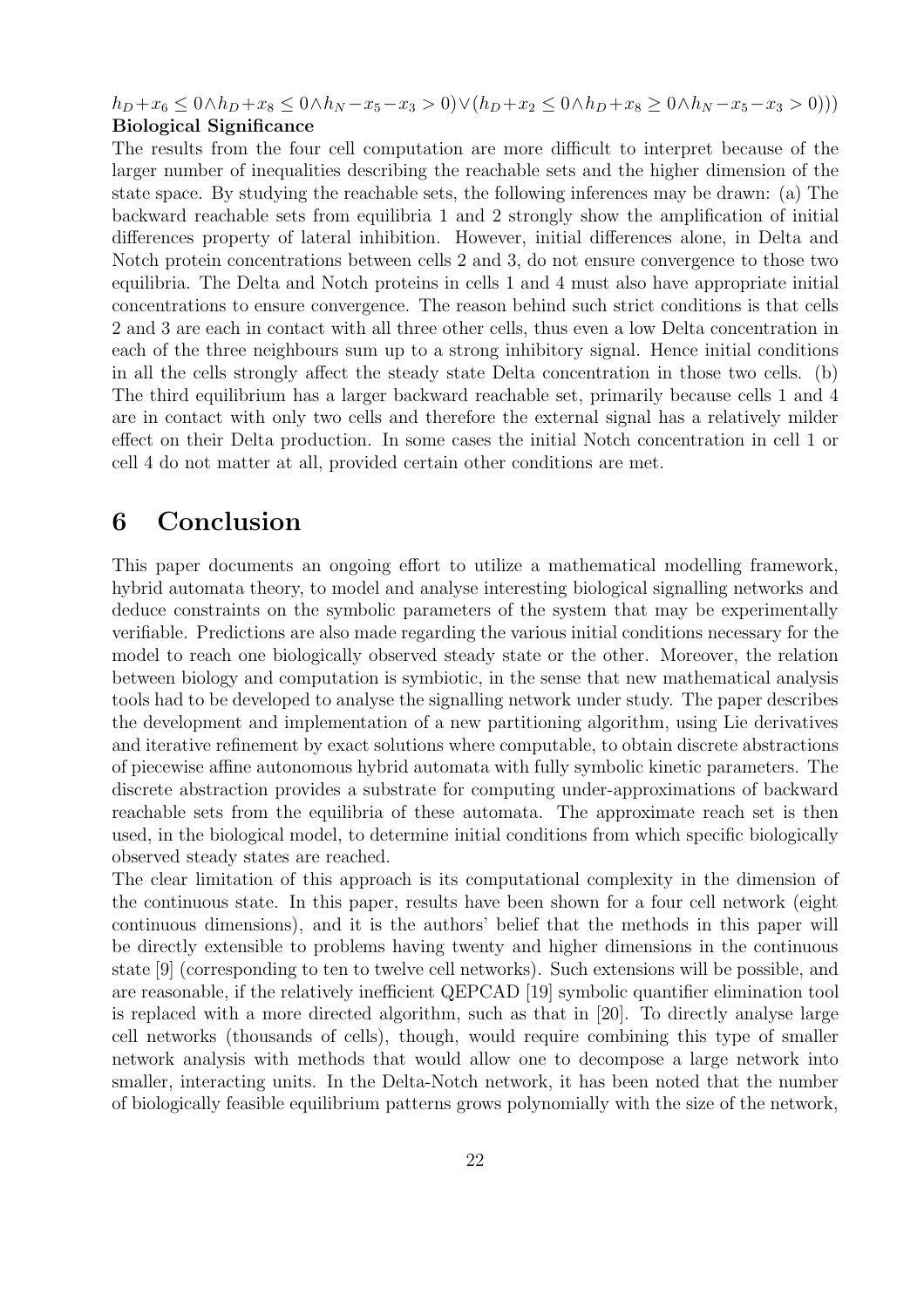$h_D + x_6 \leq 0 \wedge h_D + x_8 \leq 0 \wedge h_N - x_5 - x_3 > 0) \vee (h_D + x_2 \leq 0 \wedge h_D + x_8 \geq 0 \wedge h_N - x_5 - x_3 > 0)))$

**Biological Significance**

The results from the four cell computation are more difficult to interpret because of the larger number of inequalities describing the reachable sets and the higher dimension of the state space. By studying the reachable sets, the following inferences may be drawn: (a) The backward reachable sets from equilibria 1 and 2 strongly show the amplification of initial differences property of lateral inhibition. However, initial differences alone, in Delta and Notch protein concentrations between cells 2 and 3, do not ensure convergence to those two equilibria. The Delta and Notch proteins in cells 1 and 4 must also have appropriate initial concentrations to ensure convergence. The reason behind such strict conditions is that cells 2 and 3 are each in contact with all three other cells, thus even a low Delta concentration in each of the three neighbours sum up to a strong inhibitory signal. Hence initial conditions in all the cells strongly affect the steady state Delta concentration in those two cells. (b) The third equilibrium has a larger backward reachable set, primarily because cells 1 and 4 are in contact with only two cells and therefore the external signal has a relatively milder effect on their Delta production. In some cases the initial Notch concentration in cell 1 or cell 4 do not matter at all, provided certain other conditions are met.

# 6 Conclusion

This paper documents an ongoing effort to utilize a mathematical modelling framework, hybrid automata theory, to model and analyse interesting biological signalling networks and deduce constraints on the symbolic parameters of the system that may be experimentally verifiable. Predictions are also made regarding the various initial conditions necessary for the model to reach one biologically observed steady state or the other. Moreover, the relation between biology and computation is symbiotic, in the sense that new mathematical analysis tools had to be developed to analyse the signalling network under study. The paper describes the development and implementation of a new partitioning algorithm, using Lie derivatives and iterative refinement by exact solutions where computable, to obtain discrete abstractions of piecewise affine autonomous hybrid automata with fully symbolic kinetic parameters. The discrete abstraction provides a substrate for computing under-approximations of backward reachable sets from the equilibria of these automata. The approximate reach set is then used, in the biological model, to determine initial conditions from which specific biologically observed steady states are reached.

The clear limitation of this approach is its computational complexity in the dimension of the continuous state. In this paper, results have been shown for a four cell network (eight continuous dimensions), and it is the authors' belief that the methods in this paper will be directly extensible to problems having twenty and higher dimensions in the continuous state [9] (corresponding to ten to twelve cell networks). Such extensions will be possible, and are reasonable, if the relatively inefficient QEPCAD [19] symbolic quantifier elimination tool is replaced with a more directed algorithm, such as that in [20]. To directly analyse large cell networks (thousands of cells), though, would require combining this type of smaller network analysis with methods that would allow one to decompose a large network into smaller, interacting units. In the Delta-Notch network, it has been noted that the number of biologically feasible equilibrium patterns grows polynomially with the size of the network,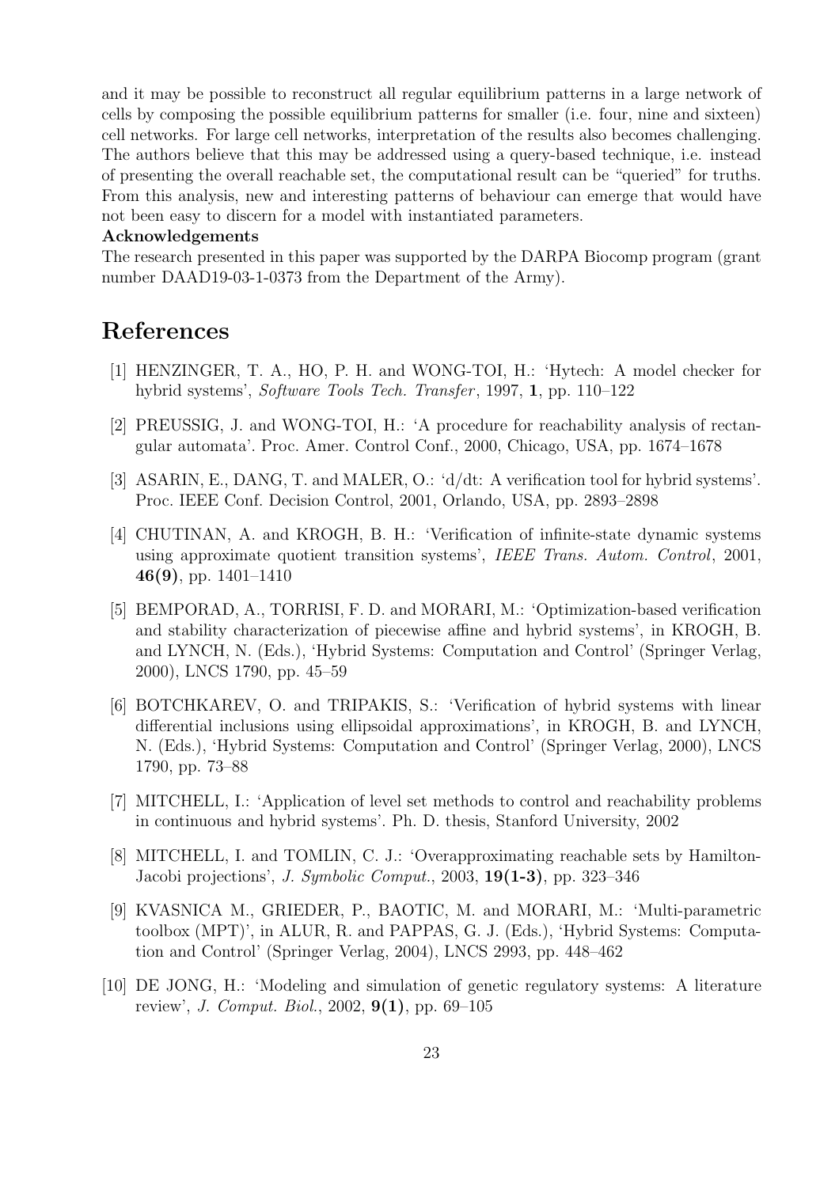and it may be possible to reconstruct all regular equilibrium patterns in a large network of cells by composing the possible equilibrium patterns for smaller (i.e. four, nine and sixteen) cell networks. For large cell networks, interpretation of the results also becomes challenging. The authors believe that this may be addressed using a query-based technique, i.e. instead of presenting the overall reachable set, the computational result can be "queried" for truths. From this analysis, new and interesting patterns of behaviour can emerge that would have not been easy to discern for a model with instantiated parameters.

**Acknowledgements**

The research presented in this paper was supported by the DARPA Biocomp program (grant number DAAD19-03-1-0373 from the Department of the Army).

# References

[1] HENZINGER, T. A., HO, P. H. and WONG-TOI, H.: 'Hytech: A model checker for hybrid systems', *Software Tools Tech. Transfer*, 1997, **1**, pp. 110–122

[2] PREUSSIG, J. and WONG-TOI, H.: 'A procedure for reachability analysis of rectangular automata'. Proc. Amer. Control Conf., 2000, Chicago, USA, pp. 1674–1678

[3] ASARIN, E., DANG, T. and MALER, O.: 'd/dt: A verification tool for hybrid systems'. Proc. IEEE Conf. Decision Control, 2001, Orlando, USA, pp. 2893–2898

[4] CHUTINAN, A. and KROGH, B. H.: 'Verification of infinite-state dynamic systems using approximate quotient transition systems', *IEEE Trans. Autom. Control*, 2001, **46(9)**, pp. 1401–1410

[5] BEMPORAD, A., TORRISI, F. D. and MORARI, M.: 'Optimization-based verification and stability characterization of piecewise affine and hybrid systems', in KROGH, B. and LYNCH, N. (Eds.), 'Hybrid Systems: Computation and Control' (Springer Verlag, 2000), LNCS 1790, pp. 45–59

[6] BOTCHKAREV, O. and TRIPAKIS, S.: 'Verification of hybrid systems with linear differential inclusions using ellipsoidal approximations', in KROGH, B. and LYNCH, N. (Eds.), 'Hybrid Systems: Computation and Control' (Springer Verlag, 2000), LNCS 1790, pp. 73–88

[7] MITCHELL, I.: 'Application of level set methods to control and reachability problems in continuous and hybrid systems'. Ph. D. thesis, Stanford University, 2002

[8] MITCHELL, I. and TOMLIN, C. J.: 'Overapproximating reachable sets by Hamilton-Jacobi projections', *J. Symbolic Comput.*, 2003, **19(1-3)**, pp. 323–346

[9] KVASNICA M., GRIEDER, P., BAOTIC, M. and MORARI, M.: 'Multi-parametric toolbox (MPT)', in ALUR, R. and PAPPAS, G. J. (Eds.), 'Hybrid Systems: Computation and Control' (Springer Verlag, 2004), LNCS 2993, pp. 448–462

[10] DE JONG, H.: 'Modeling and simulation of genetic regulatory systems: A literature review', *J. Comput. Biol.*, 2002, **9(1)**, pp. 69–105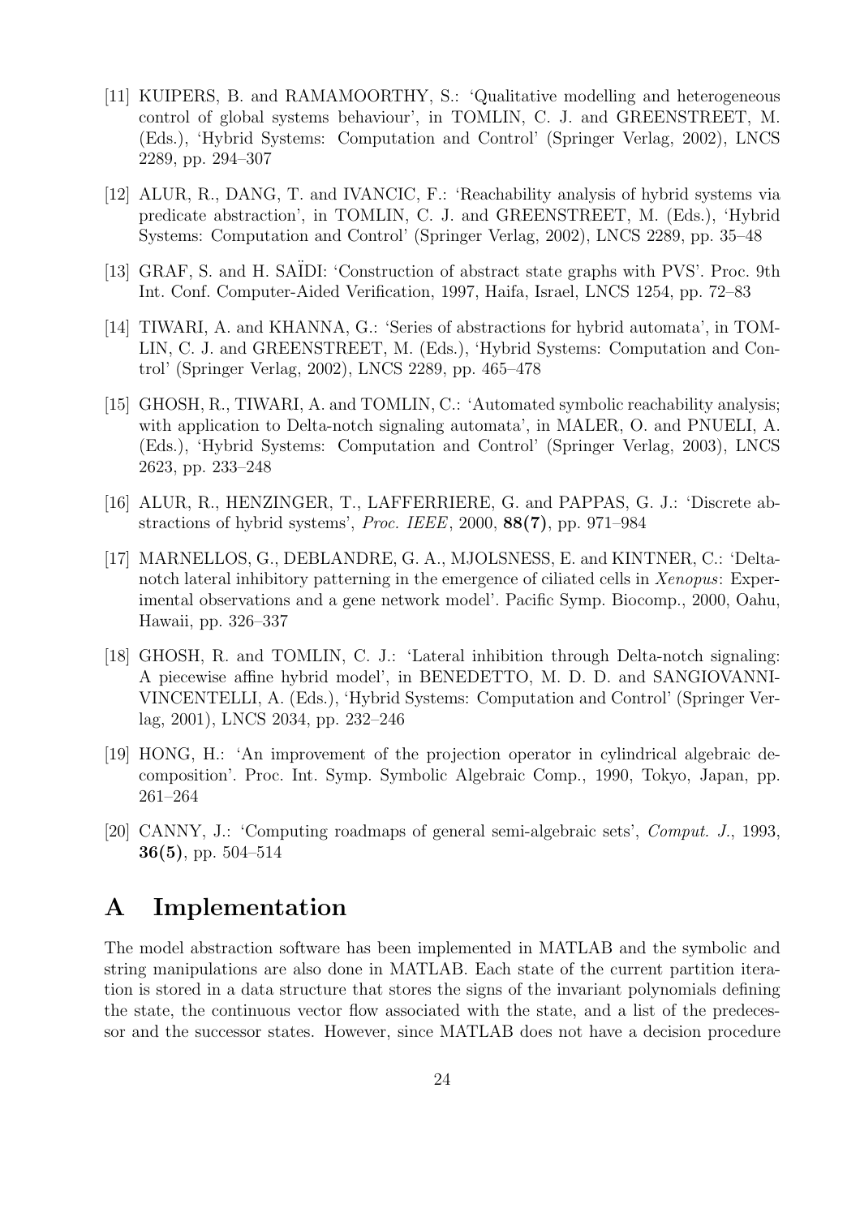[11] KUIPERS, B. and RAMAMOORTHY, S.: 'Qualitative modelling and heterogeneous control of global systems behaviour', in TOMLIN, C. J. and GREENSTREET, M. (Eds.), 'Hybrid Systems: Computation and Control' (Springer Verlag, 2002), LNCS 2289, pp. 294–307

[12] ALUR, R., DANG, T. and IVANCIC, F.: 'Reachability analysis of hybrid systems via predicate abstraction', in TOMLIN, C. J. and GREENSTREET, M. (Eds.), 'Hybrid Systems: Computation and Control' (Springer Verlag, 2002), LNCS 2289, pp. 35–48

[13] GRAF, S. and H. SAÏDI: 'Construction of abstract state graphs with PVS'. Proc. 9th Int. Conf. Computer-Aided Verification, 1997, Haifa, Israel, LNCS 1254, pp. 72–83

[14] TIWARI, A. and KHANNA, G.: 'Series of abstractions for hybrid automata', in TOMLIN, C. J. and GREENSTREET, M. (Eds.), 'Hybrid Systems: Computation and Control' (Springer Verlag, 2002), LNCS 2289, pp. 465–478

[15] GHOSH, R., TIWARI, A. and TOMLIN, C.: 'Automated symbolic reachability analysis; with application to Delta-notch signaling automata', in MALER, O. and PNUELI, A. (Eds.), 'Hybrid Systems: Computation and Control' (Springer Verlag, 2003), LNCS 2623, pp. 233–248

[16] ALUR, R., HENZINGER, T., LAFFERRIERE, G. and PAPPAS, G. J.: 'Discrete abstractions of hybrid systems', *Proc. IEEE*, 2000, **88(7)**, pp. 971–984

[17] MARNELLOS, G., DEBLANDRE, G. A., MJOLSNESS, E. and KINTNER, C.: 'Delta-notch lateral inhibitory patterning in the emergence of ciliated cells in *Xenopus*: Experimental observations and a gene network model'. Pacific Symp. Biocomp., 2000, Oahu, Hawaii, pp. 326–337

[18] GHOSH, R. and TOMLIN, C. J.: 'Lateral inhibition through Delta-notch signaling: A piecewise affine hybrid model', in BENEDETTO, M. D. D. and SANGIOVANNI-VINCENTELLI, A. (Eds.), 'Hybrid Systems: Computation and Control' (Springer Verlag, 2001), LNCS 2034, pp. 232–246

[19] HONG, H.: 'An improvement of the projection operator in cylindrical algebraic decomposition'. Proc. Int. Symp. Symbolic Algebraic Comp., 1990, Tokyo, Japan, pp. 261–264

[20] CANNY, J.: 'Computing roadmaps of general semi-algebraic sets', *Comput. J.*, 1993, **36(5)**, pp. 504–514

# A Implementation

The model abstraction software has been implemented in MATLAB and the symbolic and string manipulations are also done in MATLAB. Each state of the current partition iteration is stored in a data structure that stores the signs of the invariant polynomials defining the state, the continuous vector flow associated with the state, and a list of the predecessor and the successor states. However, since MATLAB does not have a decision procedure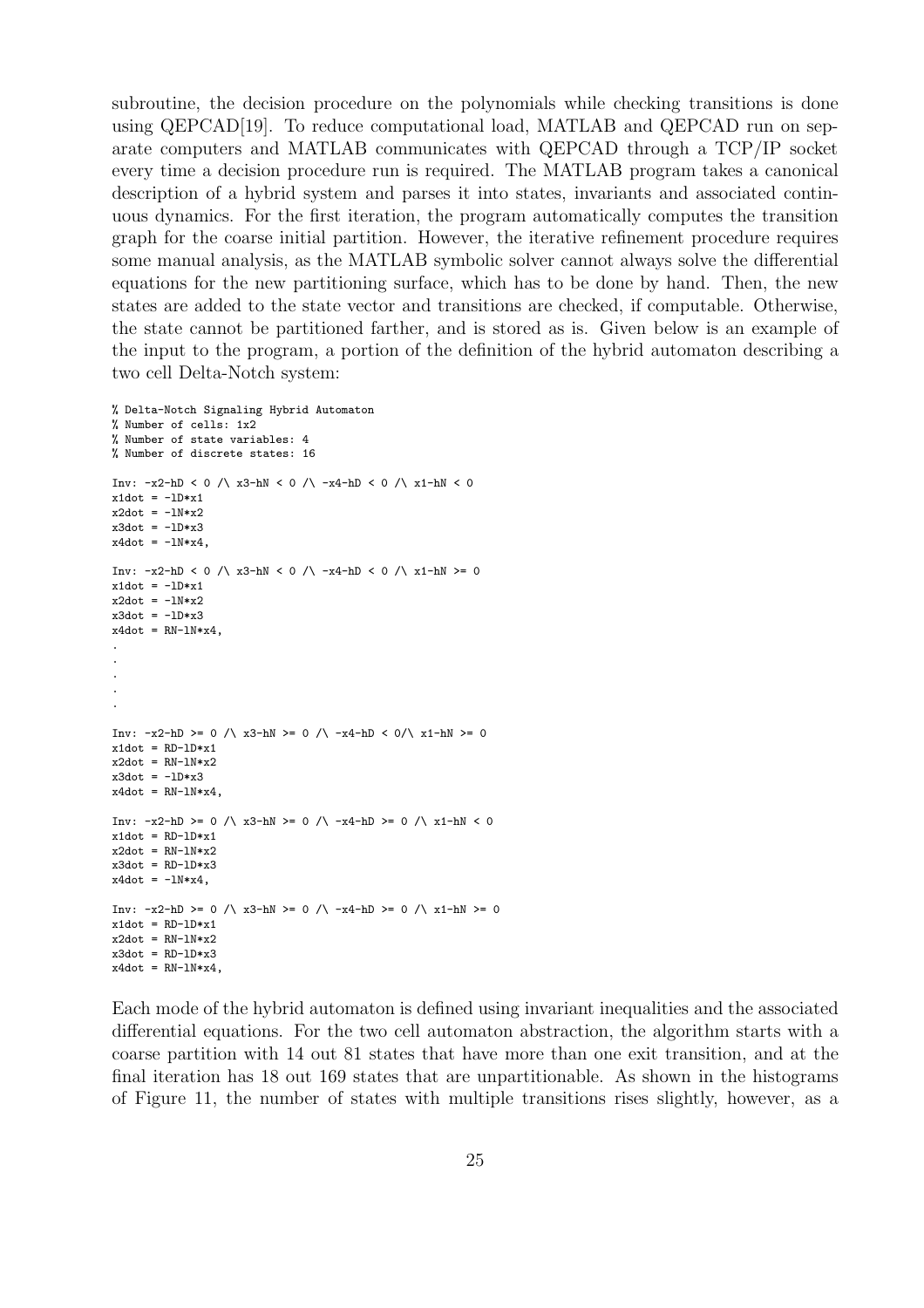subroutine, the decision procedure on the polynomials while checking transitions is done using QEPCAD[19]. To reduce computational load, MATLAB and QEPCAD run on separate computers and MATLAB communicates with QEPCAD through a TCP/IP socket every time a decision procedure run is required. The MATLAB program takes a canonical description of a hybrid system and parses it into states, invariants and associated continuous dynamics. For the first iteration, the program automatically computes the transition graph for the coarse initial partition. However, the iterative refinement procedure requires some manual analysis, as the MATLAB symbolic solver cannot always solve the differential equations for the new partitioning surface, which has to be done by hand. Then, the new states are added to the state vector and transitions are checked, if computable. Otherwise, the state cannot be partitioned farther, and is stored as is. Given below is an example of the input to the program, a portion of the definition of the hybrid automaton describing a two cell Delta-Notch system:

```
% Delta-Notch Signaling Hybrid Automaton
% Number of cells: 1x2
% Number of state variables: 4
% Number of discrete states: 16

Inv: -x2-hD < 0 /\ x3-hN < 0 /\ -x4-hD < 0 /\ x1-hN < 0
x1dot = -lD*x1
x2dot = -lN*x2
x3dot = -lD*x3
x4dot = -lN*x4,

Inv: -x2-hD < 0 /\ x3-hN < 0 /\ -x4-hD < 0 /\ x1-hN >= 0
x1dot = -lD*x1
x2dot = -lN*x2
x3dot = -lD*x3
x4dot = RN-lN*x4,
.
.
.
.
.

Inv: -x2-hD >= 0 /\ x3-hN >= 0 /\ -x4-hD < 0/\ x1-hN >= 0
x1dot = RD-lD*x1
x2dot = RN-lN*x2
x3dot = -lD*x3
x4dot = RN-lN*x4,

Inv: -x2-hD >= 0 /\ x3-hN >= 0 /\ -x4-hD >= 0 /\ x1-hN < 0
x1dot = RD-lD*x1
x2dot = RN-lN*x2
x3dot = RD-lD*x3
x4dot = -lN*x4,

Inv: -x2-hD >= 0 /\ x3-hN >= 0 /\ -x4-hD >= 0 /\ x1-hN >= 0
x1dot = RD-lD*x1
x2dot = RN-lN*x2
x3dot = RD-lD*x3
x4dot = RN-lN*x4,
```

Each mode of the hybrid automaton is defined using invariant inequalities and the associated differential equations. For the two cell automaton abstraction, the algorithm starts with a coarse partition with 14 out 81 states that have more than one exit transition, and at the final iteration has 18 out 169 states that are unpartitionable. As shown in the histograms of Figure 11, the number of states with multiple transitions rises slightly, however, as a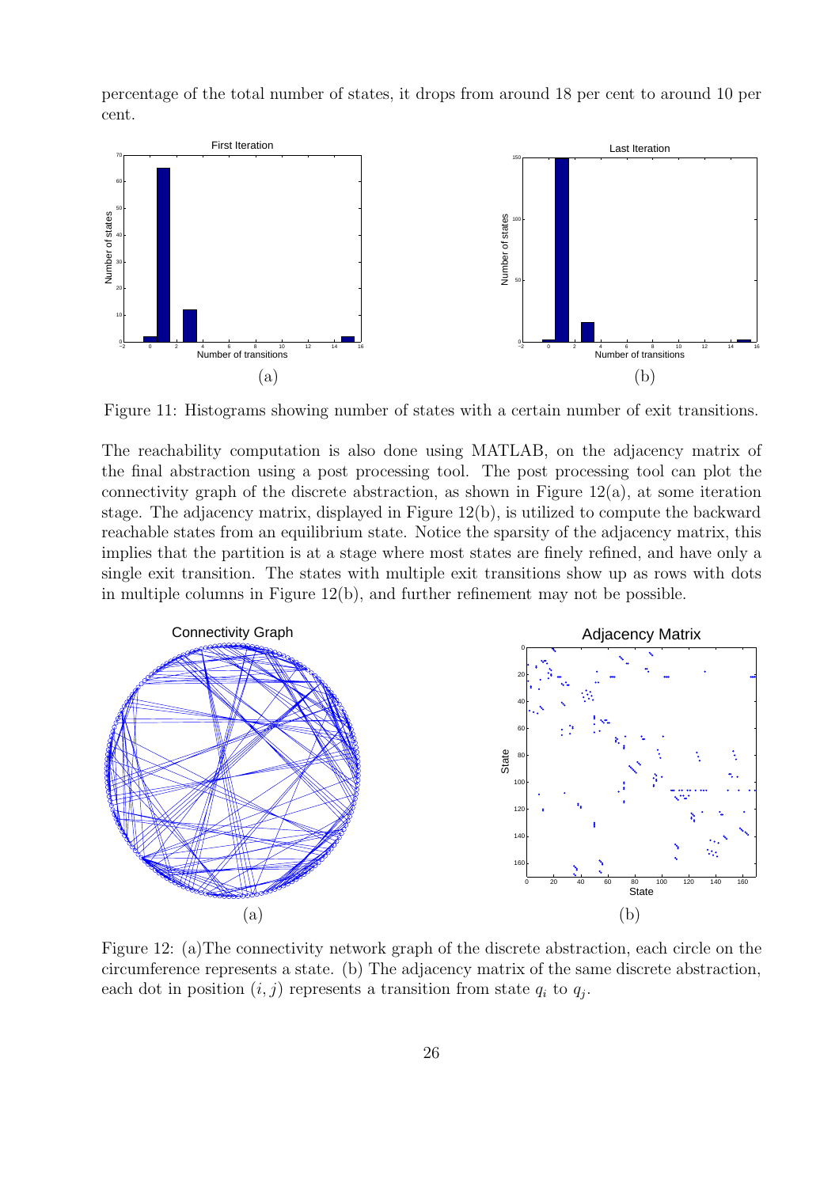percentage of the total number of states, it drops from around 18 per cent to around 10 per cent.

First Iteration

Number of states

Number of transitions

(a)

Last Iteration

Number of states

Number of transitions

(b)

Figure 11: Histograms showing number of states with a certain number of exit transitions.

The reachability computation is also done using MATLAB, on the adjacency matrix of the final abstraction using a post processing tool. The post processing tool can plot the connectivity graph of the discrete abstraction, as shown in Figure 12(a), at some iteration stage. The adjacency matrix, displayed in Figure 12(b), is utilized to compute the backward reachable states from an equilibrium state. Notice the sparsity of the adjacency matrix, this implies that the partition is at a stage where most states are finely refined, and have only a single exit transition. The states with multiple exit transitions show up as rows with dots in multiple columns in Figure 12(b), and further refinement may not be possible.

Connectivity Graph

(a)

Adjacency Matrix

State

State

(b)

Figure 12: (a)The connectivity network graph of the discrete abstraction, each circle on the circumference represents a state. (b) The adjacency matrix of the same discrete abstraction, each dot in position $(i, j)$ represents a transition from state $q_i$ to $q_j$.